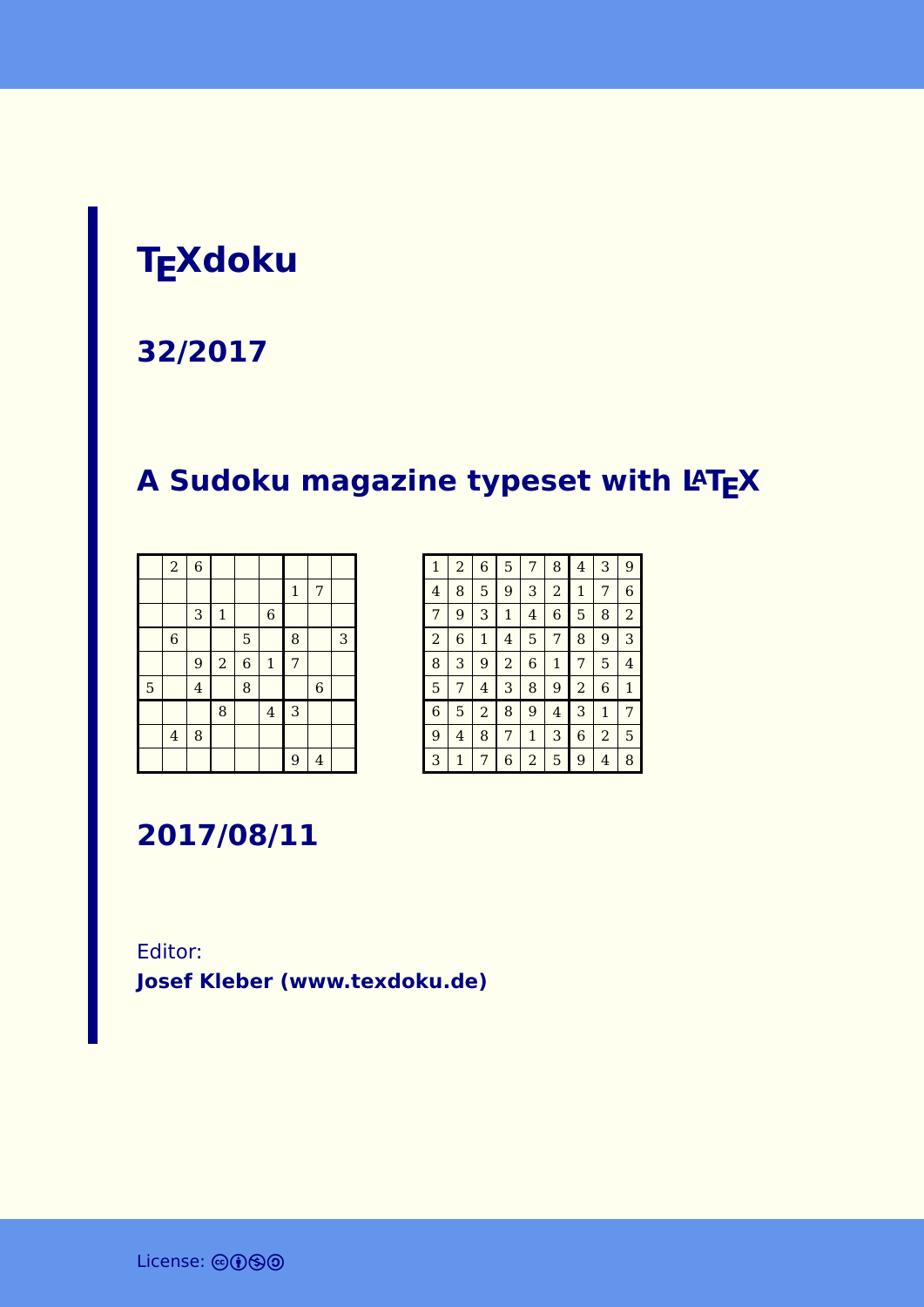# TEXdoku

## 32/2017

## A Sudoku magazine typeset with LATEX

| | | | | | | | | |
|---|---|---|---|---|---|---|---|---|
| | 2 | 6 | | | | | | |
| | | | | | | 1 | 7 | |
| | | 3 | 1 | | 6 | | | |
| | 6 | | | 5 | | 8 | | 3 |
| | | 9 | 2 | 6 | 1 | 7 | | |
| 5 | | 4 | | 8 | | | 6 | |
| | | | 8 | | 4 | 3 | | |
| | 4 | 8 | | | | | | |
| | | | | | | 9 | 4 | |

| | | | | | | | | |
|---|---|---|---|---|---|---|---|---|
| 1 | 2 | 6 | 5 | 7 | 8 | 4 | 3 | 9 |
| 4 | 8 | 5 | 9 | 3 | 2 | 1 | 7 | 6 |
| 7 | 9 | 3 | 1 | 4 | 6 | 5 | 8 | 2 |
| 2 | 6 | 1 | 4 | 5 | 7 | 8 | 9 | 3 |
| 8 | 3 | 9 | 2 | 6 | 1 | 7 | 5 | 4 |
| 5 | 7 | 4 | 3 | 8 | 9 | 2 | 6 | 1 |
| 6 | 5 | 2 | 8 | 9 | 4 | 3 | 1 | 7 |
| 9 | 4 | 8 | 7 | 1 | 3 | 6 | 2 | 5 |
| 3 | 1 | 7 | 6 | 2 | 5 | 9 | 4 | 8 |

## 2017/08/11

Editor:
**Josef Kleber (www.texdoku.de)**

License: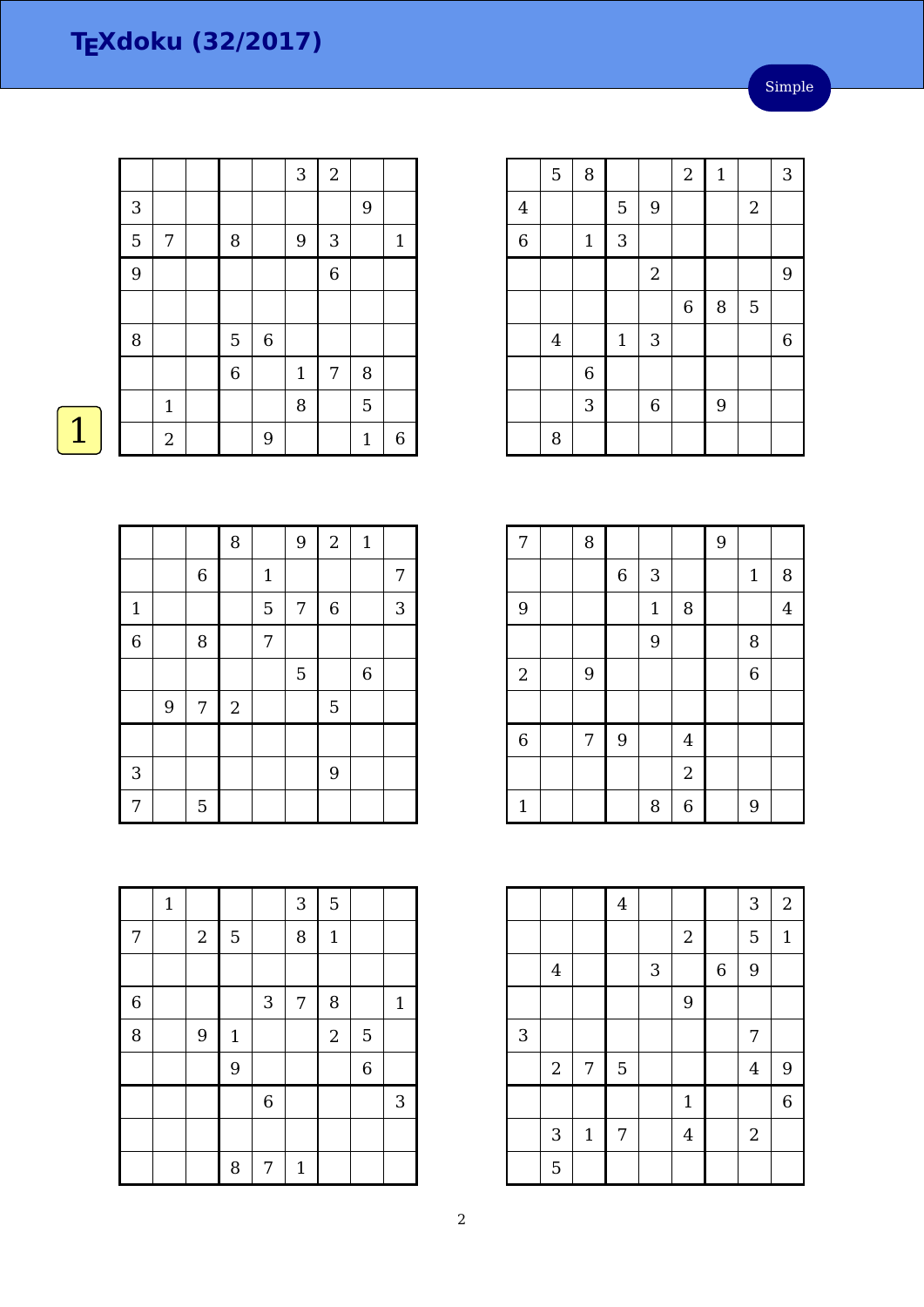# TEXdoku (32/2017)

Simple

1

|   |   |   |   |   |   |   |   |   |
|---|---|---|---|---|---|---|---|---|
|   |   |   |   |   | 3 | 2 |   |   |
| 3 |   |   |   |   |   |   | 9 |   |
| 5 | 7 |   | 8 |   | 9 | 3 |   | 1 |
| 9 |   |   |   |   |   | 6 |   |   |
|   |   |   |   |   |   |   |   |   |
| 8 |   |   | 5 | 6 |   |   |   |   |
|   |   |   | 6 |   | 1 | 7 | 8 |   |
|   | 1 |   |   |   | 8 |   | 5 |   |
|   | 2 |   |   | 9 |   |   | 1 | 6 |

|   |   |   |   |   |   |   |   |   |
|---|---|---|---|---|---|---|---|---|
|   | 5 | 8 |   |   | 2 | 1 |   | 3 |
| 4 |   |   | 5 | 9 |   |   | 2 |   |
| 6 |   | 1 | 3 |   |   |   |   |   |
|   |   |   |   | 2 |   |   |   | 9 |
|   |   |   |   |   | 6 | 8 | 5 |   |
|   | 4 |   | 1 | 3 |   |   |   | 6 |
|   |   | 6 |   |   |   |   |   |   |
|   |   | 3 |   | 6 |   | 9 |   |   |
|   | 8 |   |   |   |   |   |   |   |

|   |   |   |   |   |   |   |   |   |
|---|---|---|---|---|---|---|---|---|
|   |   |   | 8 |   | 9 | 2 | 1 |   |
|   |   | 6 |   | 1 |   |   |   | 7 |
| 1 |   |   |   | 5 | 7 | 6 |   | 3 |
| 6 |   | 8 |   | 7 |   |   |   |   |
|   |   |   |   |   | 5 |   | 6 |   |
|   | 9 | 7 | 2 |   |   | 5 |   |   |
|   |   |   |   |   |   |   |   |   |
| 3 |   |   |   |   |   | 9 |   |   |
| 7 |   | 5 |   |   |   |   |   |   |

|   |   |   |   |   |   |   |   |   |
|---|---|---|---|---|---|---|---|---|
| 7 |   | 8 |   |   |   | 9 |   |   |
|   |   |   | 6 | 3 |   |   | 1 | 8 |
| 9 |   |   |   | 1 | 8 |   |   | 4 |
|   |   |   |   | 9 |   |   | 8 |   |
| 2 |   | 9 |   |   |   |   | 6 |   |
|   |   |   |   |   |   |   |   |   |
| 6 |   | 7 | 9 |   | 4 |   |   |   |
|   |   |   |   |   | 2 |   |   |   |
| 1 |   |   |   | 8 | 6 |   | 9 |   |

|   |   |   |   |   |   |   |   |   |
|---|---|---|---|---|---|---|---|---|
|   | 1 |   |   |   | 3 | 5 |   |   |
| 7 |   | 2 | 5 |   | 8 | 1 |   |   |
|   |   |   |   |   |   |   |   |   |
| 6 |   |   |   | 3 | 7 | 8 |   | 1 |
| 8 |   | 9 | 1 |   |   | 2 | 5 |   |
|   |   |   | 9 |   |   |   | 6 |   |
|   |   |   |   | 6 |   |   |   | 3 |
|   |   |   |   |   |   |   |   |   |
|   |   |   | 8 | 7 | 1 |   |   |   |

|   |   |   |   |   |   |   |   |   |
|---|---|---|---|---|---|---|---|---|
|   |   |   | 4 |   |   |   | 3 | 2 |
|   |   |   |   |   | 2 |   | 5 | 1 |
|   | 4 |   |   | 3 |   | 6 | 9 |   |
|   |   |   |   |   | 9 |   |   |   |
| 3 |   |   |   |   |   |   | 7 |   |
|   | 2 | 7 | 5 |   |   |   | 4 | 9 |
|   |   |   |   |   | 1 |   |   | 6 |
|   | 3 | 1 | 7 |   | 4 |   | 2 |   |
|   | 5 |   |   |   |   |   |   |   |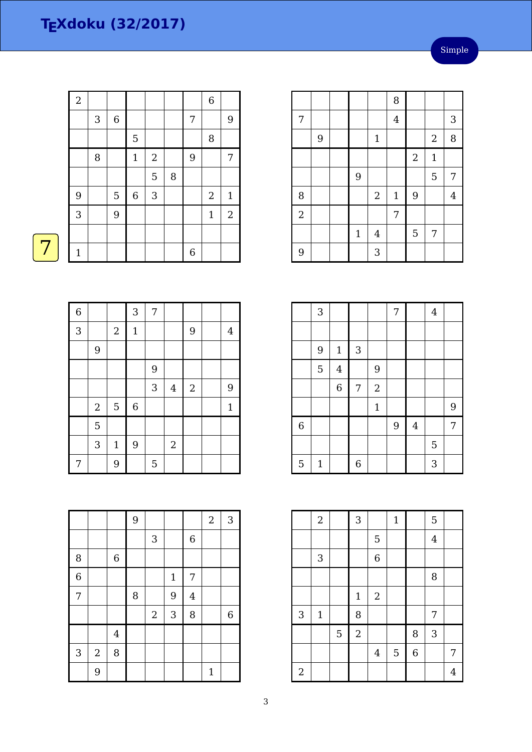# TEXdoku (32/2017)

Simple

7

| | | | | | | | | |
|---|---|---|---|---|---|---|---|---|
| 2 | | | | | | | 6 | |
| | 3 | 6 | | | | 7 | | 9 |
| | | | 5 | | | | 8 | |
| | 8 | | 1 | 2 | | 9 | | 7 |
| | | | | 5 | 8 | | | |
| 9 | | 5 | 6 | 3 | | | 2 | 1 |
| 3 | | 9 | | | | | 1 | 2 |
| | | | | | | | | |
| 1 | | | | | | 6 | | |

| | | | | | | | | |
|---|---|---|---|---|---|---|---|---|
| | | | | | 8 | | | |
| 7 | | | | | 4 | | | 3 |
| | 9 | | | 1 | | | 2 | 8 |
| | | | | | | 2 | 1 | |
| | | | 9 | | | | 5 | 7 |
| 8 | | | | 2 | 1 | 9 | | 4 |
| 2 | | | | | 7 | | | |
| | | | 1 | 4 | | 5 | 7 | |
| 9 | | | | 3 | | | | |

| | | | | | | | | |
|---|---|---|---|---|---|---|---|---|
| 6 | | | 3 | 7 | | | | |
| 3 | | 2 | 1 | | | 9 | | 4 |
| | 9 | | | | | | | |
| | | | | 9 | | | | |
| | | | | 3 | 4 | 2 | | 9 |
| | 2 | 5 | 6 | | | | | 1 |
| | 5 | | | | | | | |
| | 3 | 1 | 9 | | 2 | | | |
| 7 | | 9 | | 5 | | | | |

| | | | | | | | | |
|---|---|---|---|---|---|---|---|---|
| | 3 | | | | 7 | | 4 | |
| | | | | | | | | |
| | 9 | 1 | 3 | | | | | |
| | 5 | 4 | | 9 | | | | |
| | | 6 | 7 | 2 | | | | |
| | | | | 1 | | | | 9 |
| 6 | | | | | 9 | 4 | | 7 |
| | | | | | | | 5 | |
| 5 | 1 | | 6 | | | | 3 | |

| | | | | | | | | |
|---|---|---|---|---|---|---|---|---|
| | | | 9 | | | | 2 | 3 |
| | | | | 3 | | 6 | | |
| 8 | | 6 | | | | | | |
| 6 | | | | | 1 | 7 | | |
| 7 | | | 8 | | 9 | 4 | | |
| | | | | 2 | 3 | 8 | | 6 |
| | | 4 | | | | | | |
| 3 | 2 | 8 | | | | | | |
| | 9 | | | | | | 1 | |

| | | | | | | | | |
|---|---|---|---|---|---|---|---|---|
| | 2 | | 3 | | 1 | | 5 | |
| | | | | 5 | | | 4 | |
| | 3 | | | 6 | | | | |
| | | | | | | | 8 | |
| | | | 1 | 2 | | | | |
| 3 | 1 | | 8 | | | | 7 | |
| | | 5 | 2 | | | 8 | 3 | |
| | | | | 4 | 5 | 6 | | 7 |
| 2 | | | | | | | | 4 |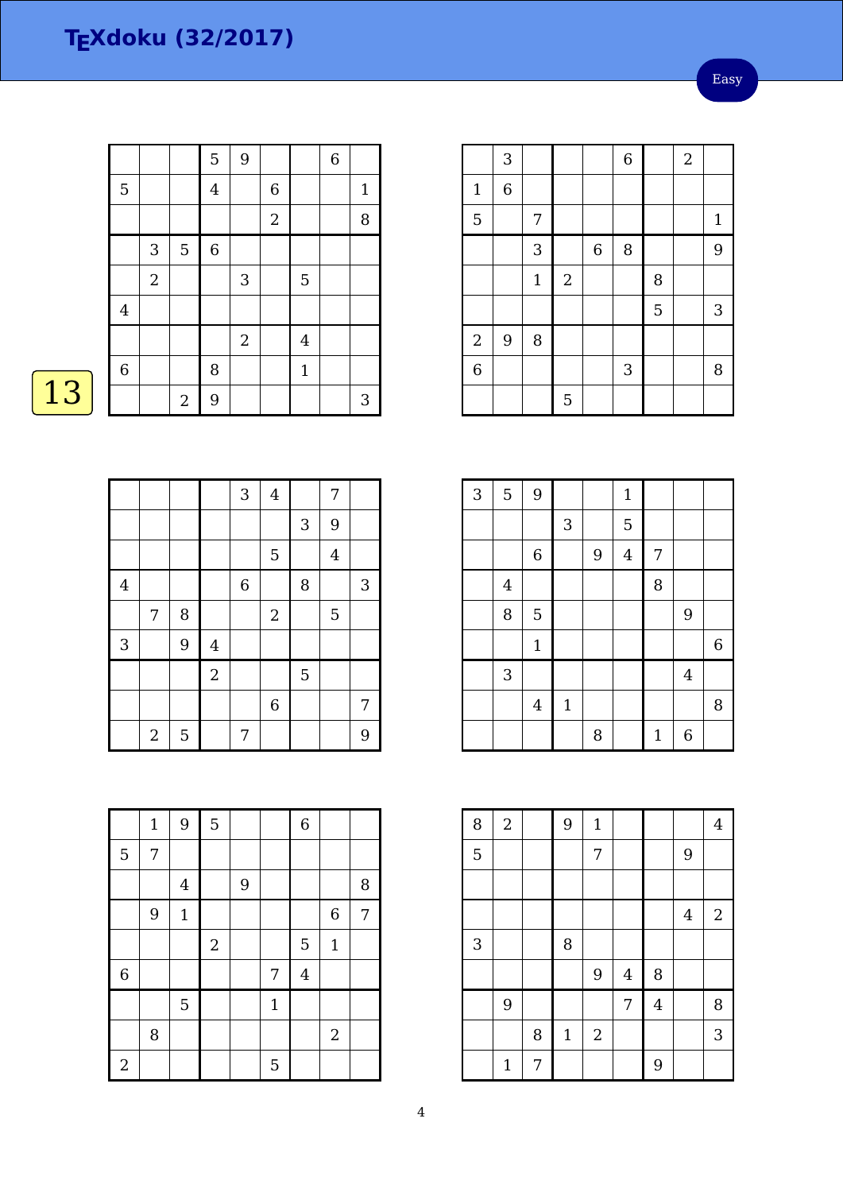# TEXdoku (32/2017)

Easy

13

|   |   |   |   |   |   |   |   |   |
|---|---|---|---|---|---|---|---|---|
|   |   |   | 5 | 9 |   |   | 6 |   |
| 5 |   |   | 4 |   | 6 |   |   | 1 |
|   |   |   |   |   | 2 |   |   | 8 |
|   | 3 | 5 | 6 |   |   |   |   |   |
|   | 2 |   |   | 3 |   | 5 |   |   |
| 4 |   |   |   |   |   |   |   |   |
|   |   |   |   | 2 |   | 4 |   |   |
| 6 |   |   | 8 |   |   | 1 |   |   |
|   |   | 2 | 9 |   |   |   |   | 3 |

|   |   |   |   |   |   |   |   |   |
|---|---|---|---|---|---|---|---|---|
|   | 3 |   |   |   | 6 |   | 2 |   |
| 1 | 6 |   |   |   |   |   |   |   |
| 5 |   | 7 |   |   |   |   |   | 1 |
|   |   | 3 |   | 6 | 8 |   |   | 9 |
|   |   | 1 | 2 |   |   | 8 |   |   |
|   |   |   |   |   |   | 5 |   | 3 |
| 2 | 9 | 8 |   |   |   |   |   |   |
| 6 |   |   |   |   | 3 |   |   | 8 |
|   |   |   | 5 |   |   |   |   |   |

|   |   |   |   |   |   |   |   |   |
|---|---|---|---|---|---|---|---|---|
|   |   |   |   | 3 | 4 |   | 7 |   |
|   |   |   |   |   |   | 3 | 9 |   |
|   |   |   |   |   | 5 |   | 4 |   |
| 4 |   |   |   | 6 |   | 8 |   | 3 |
|   | 7 | 8 |   |   | 2 |   | 5 |   |
| 3 |   | 9 | 4 |   |   |   |   |   |
|   |   |   | 2 |   |   | 5 |   |   |
|   |   |   |   |   | 6 |   |   | 7 |
|   | 2 | 5 |   | 7 |   |   |   | 9 |

|   |   |   |   |   |   |   |   |   |
|---|---|---|---|---|---|---|---|---|
| 3 | 5 | 9 |   |   | 1 |   |   |   |
|   |   |   | 3 |   | 5 |   |   |   |
|   |   | 6 |   | 9 | 4 | 7 |   |   |
|   | 4 |   |   |   |   | 8 |   |   |
|   | 8 | 5 |   |   |   |   | 9 |   |
|   |   | 1 |   |   |   |   |   | 6 |
|   | 3 |   |   |   |   |   | 4 |   |
|   |   | 4 | 1 |   |   |   |   | 8 |
|   |   |   |   | 8 |   | 1 | 6 |   |

|   |   |   |   |   |   |   |   |   |
|---|---|---|---|---|---|---|---|---|
|   | 1 | 9 | 5 |   |   | 6 |   |   |
| 5 | 7 |   |   |   |   |   |   |   |
|   |   | 4 |   | 9 |   |   |   | 8 |
|   | 9 | 1 |   |   |   |   | 6 | 7 |
|   |   |   | 2 |   |   | 5 | 1 |   |
| 6 |   |   |   |   | 7 | 4 |   |   |
|   |   | 5 |   |   | 1 |   |   |   |
|   | 8 |   |   |   |   |   | 2 |   |
| 2 |   |   |   |   | 5 |   |   |   |

|   |   |   |   |   |   |   |   |   |
|---|---|---|---|---|---|---|---|---|
| 8 | 2 |   | 9 | 1 |   |   |   | 4 |
| 5 |   |   |   | 7 |   |   | 9 |   |
|   |   |   |   |   |   |   |   |   |
|   |   |   |   |   |   |   | 4 | 2 |
| 3 |   |   | 8 |   |   |   |   |   |
|   |   |   |   | 9 | 4 | 8 |   |   |
|   | 9 |   |   |   | 7 | 4 |   | 8 |
|   |   | 8 | 1 | 2 |   |   |   | 3 |
|   | 1 | 7 |   |   |   | 9 |   |   |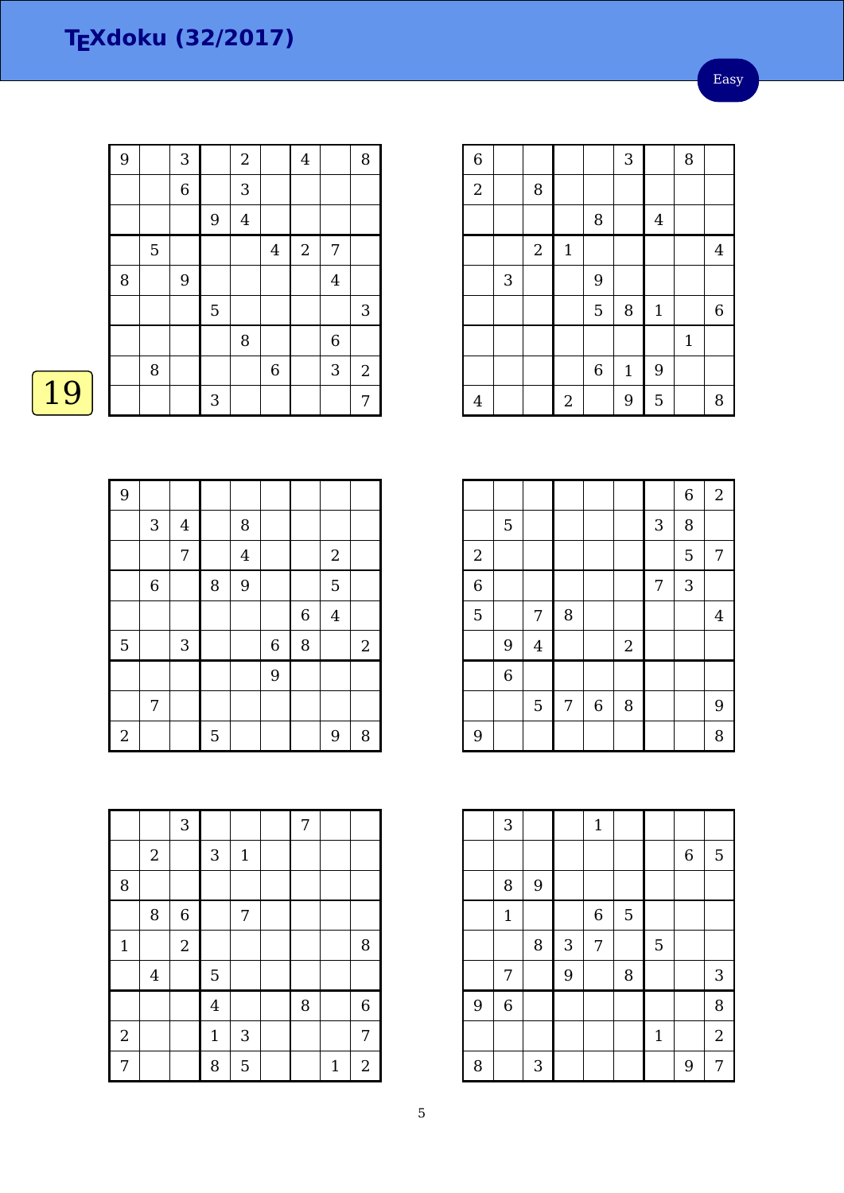# TEXdoku (32/2017)

Easy

19

| | | | | | | | | |
|---|---|---|---|---|---|---|---|---|
| 9 | | 3 | | 2 | | 4 | | 8 |
| | | 6 | | 3 | | | | |
| | | | 9 | 4 | | | | |
| | 5 | | | | 4 | 2 | 7 | |
| 8 | | 9 | | | | | 4 | |
| | | | 5 | | | | | 3 |
| | | | | 8 | | | 6 | |
| | 8 | | | | 6 | | 3 | 2 |
| | | | 3 | | | | | 7 |

| | | | | | | | | |
|---|---|---|---|---|---|---|---|---|
| 6 | | | | | 3 | | 8 | |
| 2 | | 8 | | | | | | |
| | | | | 8 | | 4 | | |
| | | 2 | 1 | | | | | 4 |
| | 3 | | | 9 | | | | |
| | | | | 5 | 8 | 1 | | 6 |
| | | | | | | | 1 | |
| | | | | 6 | 1 | 9 | | |
| 4 | | | 2 | | 9 | 5 | | 8 |

| | | | | | | | | |
|---|---|---|---|---|---|---|---|---|
| 9 | | | | | | | | |
| | 3 | 4 | | 8 | | | | |
| | | 7 | | 4 | | | 2 | |
| | 6 | | 8 | 9 | | | 5 | |
| | | | | | | 6 | 4 | |
| 5 | | 3 | | | 6 | 8 | | 2 |
| | | | | | 9 | | | |
| | 7 | | | | | | | |
| 2 | | | 5 | | | | 9 | 8 |

| | | | | | | | | |
|---|---|---|---|---|---|---|---|---|
| | | | | | | | 6 | 2 |
| | 5 | | | | | 3 | 8 | |
| 2 | | | | | | | 5 | 7 |
| 6 | | | | | | 7 | 3 | |
| 5 | | 7 | 8 | | | | | 4 |
| | 9 | 4 | | | 2 | | | |
| | 6 | | | | | | | |
| | | 5 | 7 | 6 | 8 | | | 9 |
| 9 | | | | | | | | 8 |

| | | | | | | | | |
|---|---|---|---|---|---|---|---|---|
| | | 3 | | | | 7 | | |
| | 2 | | 3 | 1 | | | | |
| 8 | | | | | | | | |
| | 8 | 6 | | 7 | | | | |
| 1 | | 2 | | | | | | 8 |
| | 4 | | 5 | | | | | |
| | | | 4 | | | 8 | | 6 |
| 2 | | | 1 | 3 | | | | 7 |
| 7 | | | 8 | 5 | | | 1 | 2 |

| | | | | | | | | |
|---|---|---|---|---|---|---|---|---|
| | 3 | | | 1 | | | | |
| | | | | | | | 6 | 5 |
| | 8 | 9 | | | | | | |
| | 1 | | | 6 | 5 | | | |
| | | 8 | 3 | 7 | | 5 | | |
| | 7 | | 9 | | 8 | | | 3 |
| 9 | 6 | | | | | | | 8 |
| | | | | | | 1 | | 2 |
| 8 | | 3 | | | | | 9 | 7 |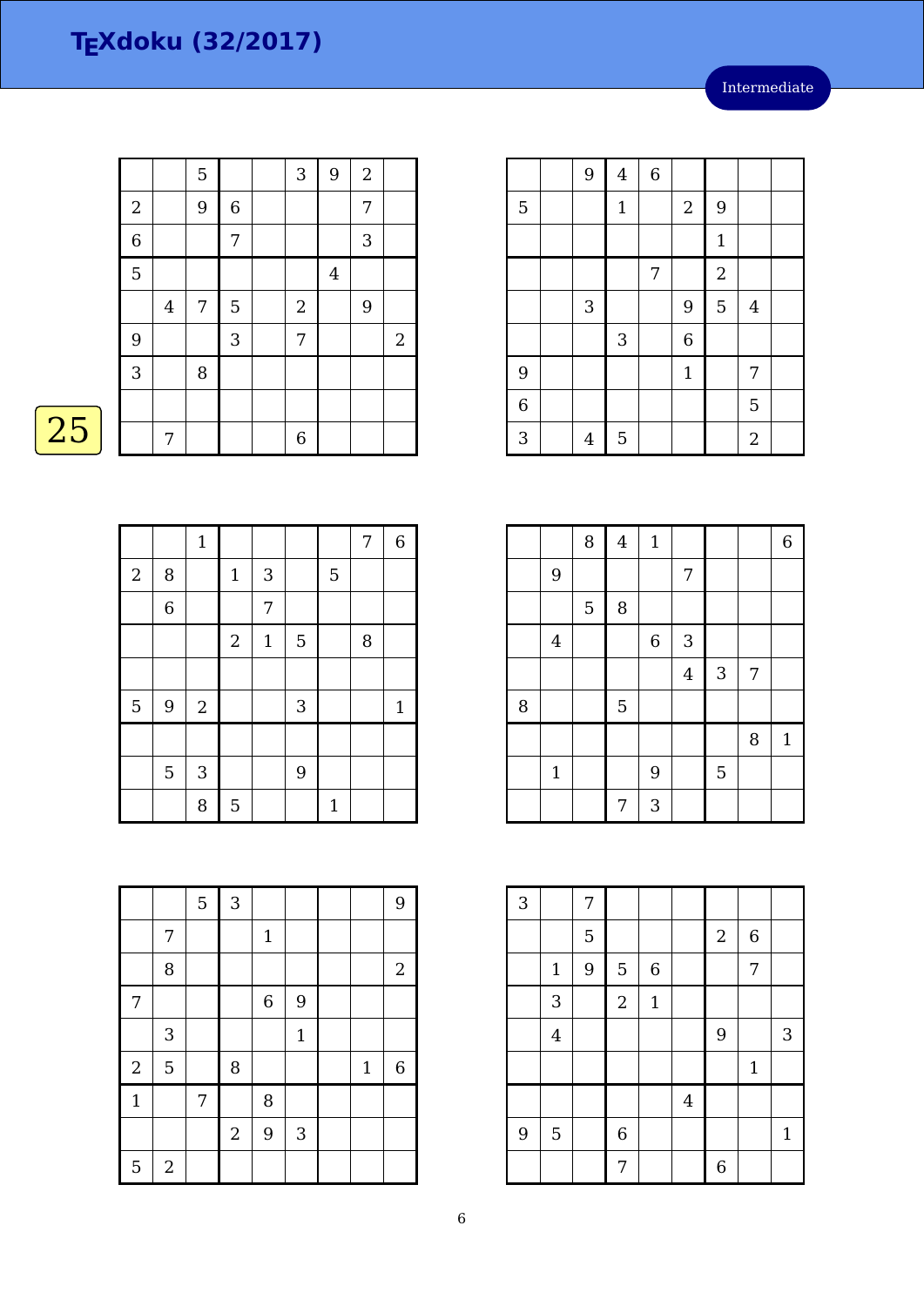# TEXdoku (32/2017)

Intermediate

25

|   |   |   |   |   |   |   |   |   |
|---|---|---|---|---|---|---|---|---|
|   |   | 5 |   |   | 3 | 9 | 2 |   |
| 2 |   | 9 | 6 |   |   |   | 7 |   |
| 6 |   |   | 7 |   |   |   | 3 |   |
| 5 |   |   |   |   |   | 4 |   |   |
|   | 4 | 7 | 5 |   | 2 |   | 9 |   |
| 9 |   |   | 3 |   | 7 |   |   | 2 |
| 3 |   | 8 |   |   |   |   |   |   |
|   |   |   |   |   |   |   |   |   |
|   | 7 |   |   |   | 6 |   |   |   |

|   |   |   |   |   |   |   |   |   |
|---|---|---|---|---|---|---|---|---|
|   |   | 9 | 4 | 6 |   |   |   |   |
| 5 |   |   | 1 |   | 2 | 9 |   |   |
|   |   |   |   |   |   | 1 |   |   |
|   |   |   |   | 7 |   | 2 |   |   |
|   |   | 3 |   |   | 9 | 5 | 4 |   |
|   |   |   | 3 |   | 6 |   |   |   |
| 9 |   |   |   |   | 1 |   | 7 |   |
| 6 |   |   |   |   |   |   | 5 |   |
| 3 |   | 4 | 5 |   |   |   | 2 |   |

|   |   |   |   |   |   |   |   |   |
|---|---|---|---|---|---|---|---|---|
|   |   | 1 |   |   |   |   | 7 | 6 |
| 2 | 8 |   | 1 | 3 |   | 5 |   |   |
|   | 6 |   |   | 7 |   |   |   |   |
|   |   |   | 2 | 1 | 5 |   | 8 |   |
|   |   |   |   |   |   |   |   |   |
| 5 | 9 | 2 |   |   | 3 |   |   | 1 |
|   |   |   |   |   |   |   |   |   |
|   | 5 | 3 |   |   | 9 |   |   |   |
|   |   | 8 | 5 |   |   | 1 |   |   |

|   |   |   |   |   |   |   |   |   |
|---|---|---|---|---|---|---|---|---|
|   |   | 8 | 4 | 1 |   |   |   | 6 |
|   | 9 |   |   |   | 7 |   |   |   |
|   |   | 5 | 8 |   |   |   |   |   |
|   | 4 |   |   | 6 | 3 |   |   |   |
|   |   |   |   |   | 4 | 3 | 7 |   |
| 8 |   |   | 5 |   |   |   |   |   |
|   |   |   |   |   |   |   | 8 | 1 |
|   | 1 |   |   | 9 |   | 5 |   |   |
|   |   |   | 7 | 3 |   |   |   |   |

|   |   |   |   |   |   |   |   |   |
|---|---|---|---|---|---|---|---|---|
|   |   | 5 | 3 |   |   |   |   | 9 |
|   | 7 |   |   | 1 |   |   |   |   |
|   | 8 |   |   |   |   |   |   | 2 |
| 7 |   |   |   | 6 | 9 |   |   |   |
|   | 3 |   |   |   | 1 |   |   |   |
| 2 | 5 |   | 8 |   |   |   | 1 | 6 |
| 1 |   | 7 |   | 8 |   |   |   |   |
|   |   |   | 2 | 9 | 3 |   |   |   |
| 5 | 2 |   |   |   |   |   |   |   |

|   |   |   |   |   |   |   |   |   |
|---|---|---|---|---|---|---|---|---|
| 3 |   | 7 |   |   |   |   |   |   |
|   |   | 5 |   |   |   | 2 | 6 |   |
|   | 1 | 9 | 5 | 6 |   |   | 7 |   |
|   | 3 |   | 2 | 1 |   |   |   |   |
|   | 4 |   |   |   |   | 9 |   | 3 |
|   |   |   |   |   |   |   | 1 |   |
|   |   |   |   |   | 4 |   |   |   |
| 9 | 5 |   | 6 |   |   |   |   | 1 |
|   |   |   | 7 |   |   | 6 |   |   |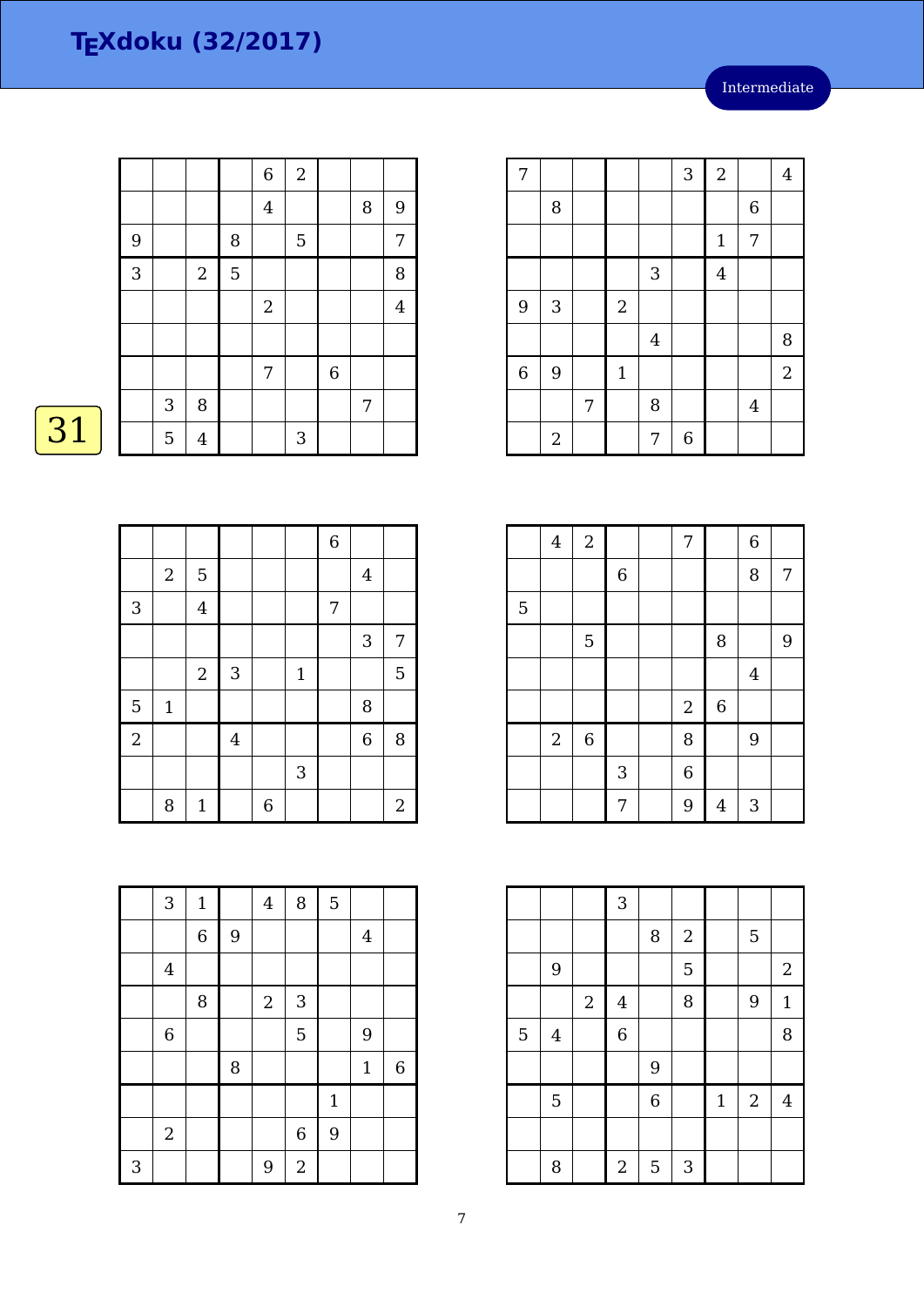# TEXdoku (32/2017)

Intermediate

31

| | | | | | | | | |
|---|---|---|---|---|---|---|---|---|
| | | | | 6 | 2 | | | |
| | | | | 4 | | | 8 | 9 |
| 9 | | | 8 | | 5 | | | 7 |
| 3 | | 2 | 5 | | | | | 8 |
| | | | | 2 | | | | 4 |
| | | | | | | | | |
| | | | | 7 | | 6 | | |
| | 3 | 8 | | | | | 7 | |
| | 5 | 4 | | | 3 | | | |

| | | | | | | | | |
|---|---|---|---|---|---|---|---|---|
| 7 | | | | | 3 | 2 | | 4 |
| | 8 | | | | | | 6 | |
| | | | | | | 1 | 7 | |
| | | | | 3 | | 4 | | |
| 9 | 3 | | 2 | | | | | |
| | | | | 4 | | | | 8 |
| 6 | 9 | | 1 | | | | | 2 |
| | | 7 | | 8 | | | 4 | |
| | 2 | | | 7 | 6 | | | |

| | | | | | | | | |
|---|---|---|---|---|---|---|---|---|
| | | | | | | 6 | | |
| | 2 | 5 | | | | | 4 | |
| 3 | | 4 | | | | 7 | | |
| | | | | | | | 3 | 7 |
| | | 2 | 3 | | 1 | | | 5 |
| 5 | 1 | | | | | | 8 | |
| 2 | | | 4 | | | | 6 | 8 |
| | | | | | 3 | | | |
| | 8 | 1 | | 6 | | | | 2 |

| | | | | | | | | |
|---|---|---|---|---|---|---|---|---|
| | 4 | 2 | | | 7 | | 6 | |
| | | | 6 | | | | 8 | 7 |
| 5 | | | | | | | | |
| | | 5 | | | | 8 | | 9 |
| | | | | | | | 4 | |
| | | | | | 2 | 6 | | |
| | 2 | 6 | | | 8 | | 9 | |
| | | | 3 | | 6 | | | |
| | | | 7 | | 9 | 4 | 3 | |

| | | | | | | | | |
|---|---|---|---|---|---|---|---|---|
| | 3 | 1 | | 4 | 8 | 5 | | |
| | | 6 | 9 | | | | 4 | |
| | 4 | | | | | | | |
| | | 8 | | 2 | 3 | | | |
| | 6 | | | | 5 | | 9 | |
| | | | 8 | | | | 1 | 6 |
| | | | | | | 1 | | |
| | 2 | | | | 6 | 9 | | |
| 3 | | | | 9 | 2 | | | |

| | | | | | | | | |
|---|---|---|---|---|---|---|---|---|
| | | | 3 | | | | | |
| | | | | 8 | 2 | | 5 | |
| | 9 | | | | 5 | | | 2 |
| | | 2 | 4 | | 8 | | 9 | 1 |
| 5 | 4 | | 6 | | | | | 8 |
| | | | | 9 | | | | |
| | 5 | | | 6 | | 1 | 2 | 4 |
| | | | | | | | | |
| | 8 | | 2 | 5 | 3 | | | |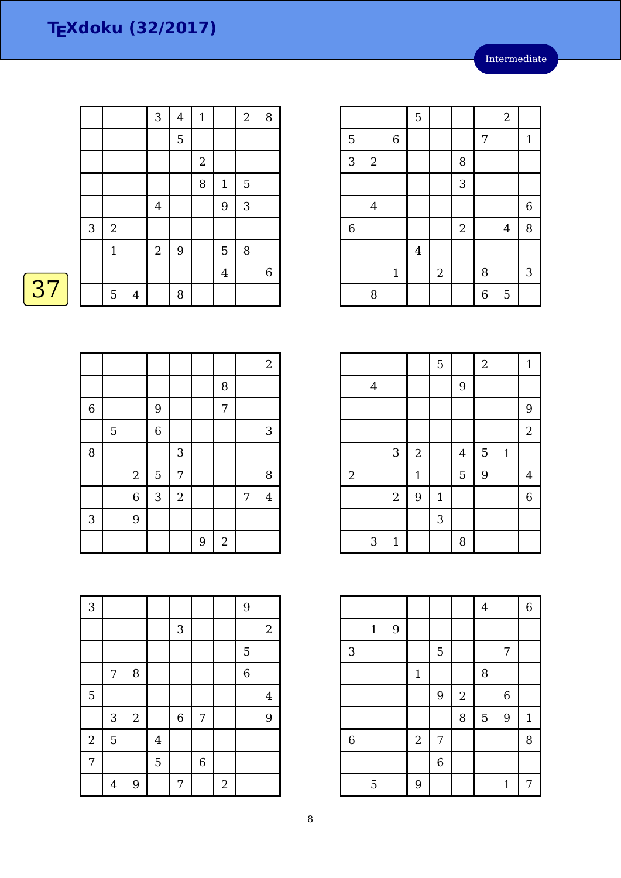# TEXdoku (32/2017)

Intermediate

37

|   |   |   |   |   |   |   |   |   |
|---|---|---|---|---|---|---|---|---|
|   |   |   | 3 | 4 | 1 |   | 2 | 8 |
|   |   |   |   | 5 |   |   |   |   |
|   |   |   |   |   | 2 |   |   |   |
|   |   |   |   |   | 8 | 1 | 5 |   |
|   |   |   | 4 |   |   | 9 | 3 |   |
| 3 | 2 |   |   |   |   |   |   |   |
|   | 1 |   | 2 | 9 |   | 5 | 8 |   |
|   |   |   |   |   |   | 4 |   | 6 |
|   | 5 | 4 |   | 8 |   |   |   |   |

|   |   |   |   |   |   |   |   |   |
|---|---|---|---|---|---|---|---|---|
|   |   |   | 5 |   |   |   | 2 |   |
| 5 |   | 6 |   |   |   | 7 |   | 1 |
| 3 | 2 |   |   |   | 8 |   |   |   |
|   |   |   |   |   | 3 |   |   |   |
|   | 4 |   |   |   |   |   |   | 6 |
| 6 |   |   |   |   | 2 |   | 4 | 8 |
|   |   |   | 4 |   |   |   |   |   |
|   |   | 1 |   | 2 |   | 8 |   | 3 |
|   | 8 |   |   |   |   | 6 | 5 |   |

|   |   |   |   |   |   |   |   |   |
|---|---|---|---|---|---|---|---|---|
|   |   |   |   |   |   |   |   | 2 |
|   |   |   |   |   |   | 8 |   |   |
| 6 |   |   | 9 |   |   | 7 |   |   |
|   | 5 |   | 6 |   |   |   |   | 3 |
| 8 |   |   |   | 3 |   |   |   |   |
|   |   | 2 | 5 | 7 |   |   |   | 8 |
|   |   | 6 | 3 | 2 |   |   | 7 | 4 |
| 3 |   | 9 |   |   |   |   |   |   |
|   |   |   |   |   | 9 | 2 |   |   |

|   |   |   |   |   |   |   |   |   |
|---|---|---|---|---|---|---|---|---|
|   |   |   |   | 5 |   | 2 |   | 1 |
|   | 4 |   |   |   | 9 |   |   |   |
|   |   |   |   |   |   |   |   | 9 |
|   |   |   |   |   |   |   |   | 2 |
|   |   | 3 | 2 |   | 4 | 5 | 1 |   |
| 2 |   |   | 1 |   | 5 | 9 |   | 4 |
|   |   | 2 | 9 | 1 |   |   |   | 6 |
|   |   |   |   | 3 |   |   |   |   |
|   | 3 | 1 |   |   | 8 |   |   |   |

|   |   |   |   |   |   |   |   |   |
|---|---|---|---|---|---|---|---|---|
| 3 |   |   |   |   |   |   | 9 |   |
|   |   |   |   | 3 |   |   |   | 2 |
|   |   |   |   |   |   |   | 5 |   |
|   | 7 | 8 |   |   |   |   | 6 |   |
| 5 |   |   |   |   |   |   |   | 4 |
|   | 3 | 2 |   | 6 | 7 |   |   | 9 |
| 2 | 5 |   | 4 |   |   |   |   |   |
| 7 |   |   | 5 |   | 6 |   |   |   |
|   | 4 | 9 |   | 7 |   | 2 |   |   |

|   |   |   |   |   |   |   |   |   |
|---|---|---|---|---|---|---|---|---|
|   |   |   |   |   |   | 4 |   | 6 |
|   | 1 | 9 |   |   |   |   |   |   |
| 3 |   |   |   | 5 |   |   | 7 |   |
|   |   |   | 1 |   |   | 8 |   |   |
|   |   |   |   | 9 | 2 |   | 6 |   |
|   |   |   |   |   | 8 | 5 | 9 | 1 |
| 6 |   |   | 2 | 7 |   |   |   | 8 |
|   |   |   |   | 6 |   |   |   |   |
|   | 5 |   | 9 |   |   |   | 1 | 7 |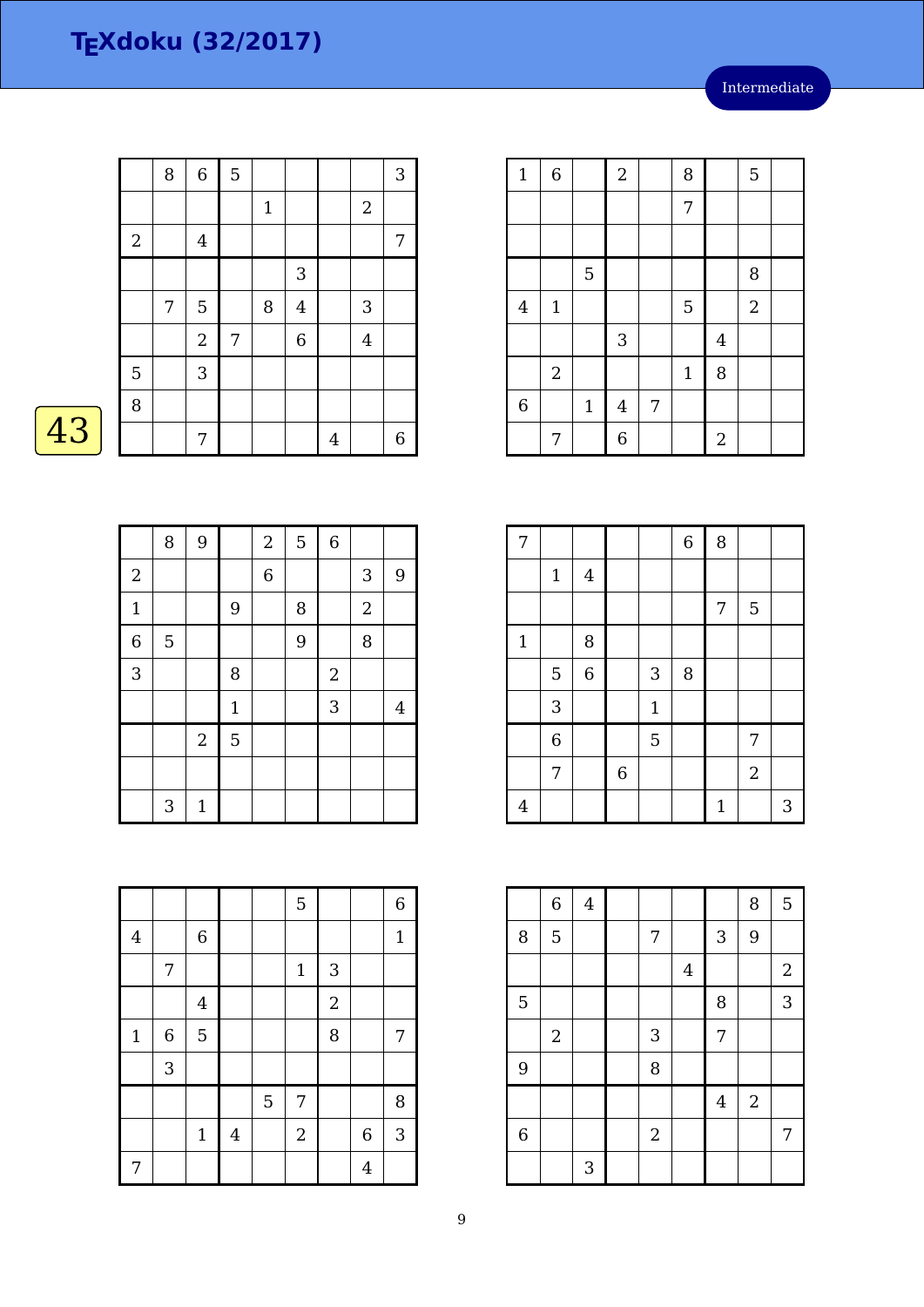# TEXdoku (32/2017)

Intermediate

43

| | | | | | | | | |
|---|---|---|---|---|---|---|---|---|
| | 8 | 6 | 5 | | | | | 3 |
| | | | | 1 | | | 2 | |
| 2 | | 4 | | | | | | 7 |
| | | | | | 3 | | | |
| | 7 | 5 | | 8 | 4 | | 3 | |
| | | 2 | 7 | | 6 | | 4 | |
| 5 | | 3 | | | | | | |
| 8 | | | | | | | | |
| | | 7 | | | | 4 | | 6 |

| | | | | | | | | |
|---|---|---|---|---|---|---|---|---|
| 1 | 6 | | 2 | | 8 | | 5 | |
| | | | | | 7 | | | |
| | | | | | | | | |
| | | 5 | | | | | 8 | |
| 4 | 1 | | | | 5 | | 2 | |
| | | | 3 | | | 4 | | |
| | 2 | | | | 1 | 8 | | |
| 6 | | 1 | 4 | 7 | | | | |
| | 7 | | 6 | | | 2 | | |

| | | | | | | | | |
|---|---|---|---|---|---|---|---|---|
| | 8 | 9 | | 2 | 5 | 6 | | |
| 2 | | | | 6 | | | 3 | 9 |
| 1 | | | 9 | | 8 | | 2 | |
| 6 | 5 | | | | 9 | | 8 | |
| 3 | | | 8 | | | 2 | | |
| | | | 1 | | | 3 | | 4 |
| | | 2 | 5 | | | | | |
| | | | | | | | | |
| | 3 | 1 | | | | | | |

| | | | | | | | | |
|---|---|---|---|---|---|---|---|---|
| 7 | | | | | 6 | 8 | | |
| | 1 | 4 | | | | | | |
| | | | | | | 7 | 5 | |
| 1 | | 8 | | | | | | |
| | 5 | 6 | | 3 | 8 | | | |
| | 3 | | | 1 | | | | |
| | 6 | | | 5 | | | 7 | |
| | 7 | | 6 | | | | 2 | |
| 4 | | | | | | 1 | | 3 |

| | | | | | | | | |
|---|---|---|---|---|---|---|---|---|
| | | | | | 5 | | | 6 |
| 4 | | 6 | | | | | | 1 |
| | 7 | | | | 1 | 3 | | |
| | | 4 | | | | 2 | | |
| 1 | 6 | 5 | | | | 8 | | 7 |
| | 3 | | | | | | | |
| | | | | 5 | 7 | | | 8 |
| | | 1 | 4 | | 2 | | 6 | 3 |
| 7 | | | | | | | 4 | |

| | | | | | | | | |
|---|---|---|---|---|---|---|---|---|
| | 6 | 4 | | | | | 8 | 5 |
| 8 | 5 | | | 7 | | 3 | 9 | |
| | | | | | 4 | | | 2 |
| 5 | | | | | | 8 | | 3 |
| | 2 | | | 3 | | 7 | | |
| 9 | | | | 8 | | | | |
| | | | | | | 4 | 2 | |
| 6 | | | | 2 | | | | 7 |
| | | 3 | | | | | | |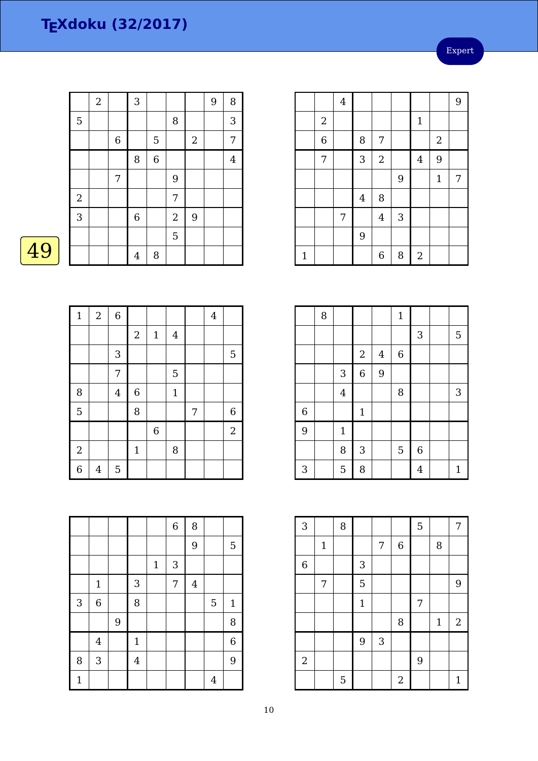# TEXdoku (32/2017)

Expert

49

|   |   |   |   |   |   |   |   |   |
|---|---|---|---|---|---|---|---|---|
|  | 2 |  | 3 |  |  |  | 9 | 8 |
| 5 |  |  |  |  | 8 |  |  | 3 |
|  |  | 6 |  | 5 |  | 2 |  | 7 |
|  |  |  | 8 | 6 |  |  |  | 4 |
|  |  | 7 |  |  | 9 |  |  |  |
| 2 |  |  |  |  | 7 |  |  |  |
| 3 |  |  | 6 |  | 2 | 9 |  |  |
|  |  |  |  |  | 5 |  |  |  |
|  |  |  | 4 | 8 |  |  |  |  |

|   |   |   |   |   |   |   |   |   |
|---|---|---|---|---|---|---|---|---|
|  |  | 4 |  |  |  |  |  | 9 |
|  | 2 |  |  |  |  | 1 |  |  |
|  | 6 |  | 8 | 7 |  |  | 2 |  |
|  | 7 |  | 3 | 2 |  | 4 | 9 |  |
|  |  |  |  |  | 9 |  | 1 | 7 |
|  |  |  | 4 | 8 |  |  |  |  |
|  |  | 7 |  | 4 | 3 |  |  |  |
|  |  |  | 9 |  |  |  |  |  |
| 1 |  |  |  | 6 | 8 | 2 |  |  |

|   |   |   |   |   |   |   |   |   |
|---|---|---|---|---|---|---|---|---|
| 1 | 2 | 6 |  |  |  |  | 4 |  |
|  |  |  | 2 | 1 | 4 |  |  |  |
|  |  | 3 |  |  |  |  |  | 5 |
|  |  | 7 |  |  | 5 |  |  |  |
| 8 |  | 4 | 6 |  | 1 |  |  |  |
| 5 |  |  | 8 |  |  | 7 |  | 6 |
|  |  |  |  | 6 |  |  |  | 2 |
| 2 |  |  | 1 |  | 8 |  |  |  |
| 6 | 4 | 5 |  |  |  |  |  |  |

|   |   |   |   |   |   |   |   |   |
|---|---|---|---|---|---|---|---|---|
|  | 8 |  |  |  | 1 |  |  |  |
|  |  |  |  |  |  | 3 |  | 5 |
|  |  |  | 2 | 4 | 6 |  |  |  |
|  |  | 3 | 6 | 9 |  |  |  |  |
|  |  | 4 |  |  | 8 |  |  | 3 |
| 6 |  |  | 1 |  |  |  |  |  |
| 9 |  | 1 |  |  |  |  |  |  |
|  |  | 8 | 3 |  | 5 | 6 |  |  |
| 3 |  | 5 | 8 |  |  | 4 |  | 1 |

|   |   |   |   |   |   |   |   |   |
|---|---|---|---|---|---|---|---|---|
|  |  |  |  |  | 6 | 8 |  |  |
|  |  |  |  |  |  | 9 |  | 5 |
|  |  |  |  | 1 | 3 |  |  |  |
|  | 1 |  | 3 |  | 7 | 4 |  |  |
| 3 | 6 |  | 8 |  |  |  | 5 | 1 |
|  |  | 9 |  |  |  |  |  | 8 |
|  | 4 |  | 1 |  |  |  |  | 6 |
| 8 | 3 |  | 4 |  |  |  |  | 9 |
| 1 |  |  |  |  |  |  | 4 |  |

|   |   |   |   |   |   |   |   |   |
|---|---|---|---|---|---|---|---|---|
| 3 |  | 8 |  |  |  | 5 |  | 7 |
|  | 1 |  |  | 7 | 6 |  | 8 |  |
| 6 |  |  | 3 |  |  |  |  |  |
|  | 7 |  | 5 |  |  |  |  | 9 |
|  |  |  | 1 |  |  | 7 |  |  |
|  |  |  |  |  | 8 |  | 1 | 2 |
|  |  |  | 9 | 3 |  |  |  |  |
| 2 |  |  |  |  |  | 9 |  |  |
|  |  | 5 |  |  | 2 |  |  | 1 |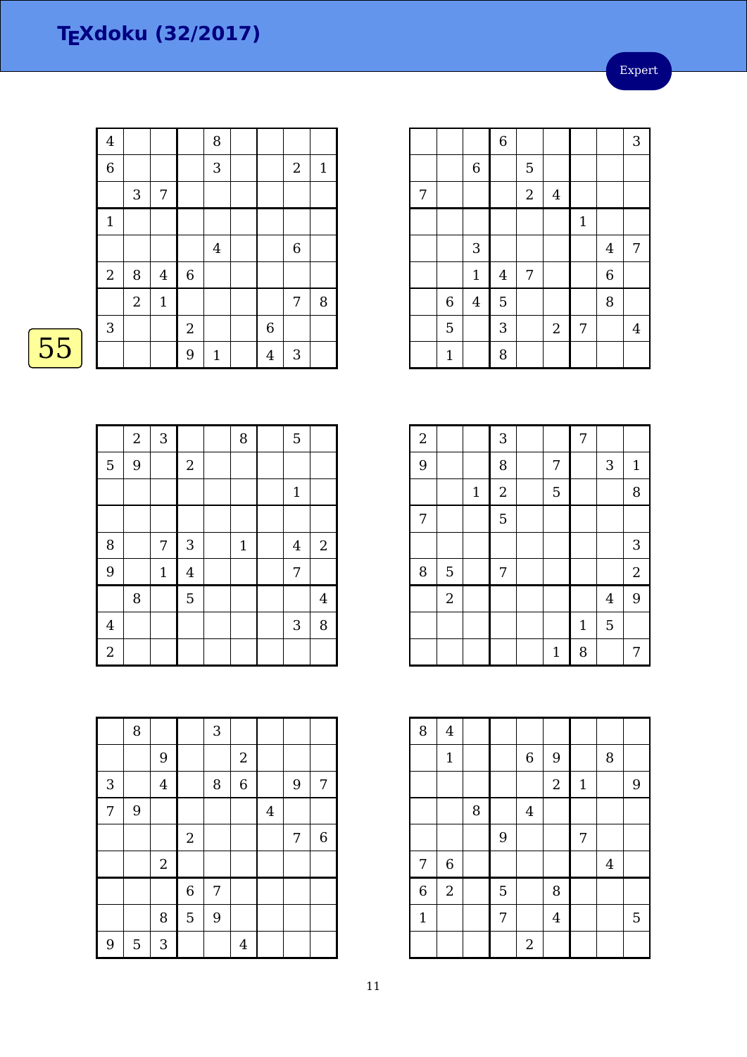# TEXdoku (32/2017)

Expert

55

| | | | | | | | | |
|---|---|---|---|---|---|---|---|---|
| 4 | | | | 8 | | | | |
| 6 | | | | 3 | | | 2 | 1 |
| | 3 | 7 | | | | | | |
| 1 | | | | | | | | |
| | | | | 4 | | | 6 | |
| 2 | 8 | 4 | 6 | | | | | |
| | 2 | 1 | | | | | 7 | 8 |
| 3 | | | 2 | | | 6 | | |
| | | | 9 | 1 | | 4 | 3 | |

| | | | | | | | | |
|---|---|---|---|---|---|---|---|---|
| | | | 6 | | | | | 3 |
| | | 6 | | 5 | | | | |
| 7 | | | | 2 | 4 | | | |
| | | | | | | 1 | | |
| | | 3 | | | | | 4 | 7 |
| | | 1 | 4 | 7 | | | 6 | |
| | 6 | 4 | 5 | | | | 8 | |
| | 5 | | 3 | | 2 | 7 | | 4 |
| | 1 | | 8 | | | | | |

| | | | | | | | | |
|---|---|---|---|---|---|---|---|---|
| | 2 | 3 | | | 8 | | 5 | |
| 5 | 9 | | 2 | | | | | |
| | | | | | | | 1 | |
| | | | | | | | | |
| 8 | | 7 | 3 | | 1 | | 4 | 2 |
| 9 | | 1 | 4 | | | | 7 | |
| | 8 | | 5 | | | | | 4 |
| 4 | | | | | | | 3 | 8 |
| 2 | | | | | | | | |

| | | | | | | | | |
|---|---|---|---|---|---|---|---|---|
| 2 | | | 3 | | | 7 | | |
| 9 | | | 8 | | 7 | | 3 | 1 |
| | | 1 | 2 | | 5 | | | 8 |
| 7 | | | 5 | | | | | |
| | | | | | | | | 3 |
| 8 | 5 | | 7 | | | | | 2 |
| | 2 | | | | | | 4 | 9 |
| | | | | | | 1 | 5 | |
| | | | | | 1 | 8 | | 7 |

| | | | | | | | | |
|---|---|---|---|---|---|---|---|---|
| | 8 | | | 3 | | | | |
| | | 9 | | | 2 | | | |
| 3 | | 4 | | 8 | 6 | | 9 | 7 |
| 7 | 9 | | | | | 4 | | |
| | | | 2 | | | | 7 | 6 |
| | | 2 | | | | | | |
| | | | 6 | 7 | | | | |
| | | 8 | 5 | 9 | | | | |
| 9 | 5 | 3 | | | 4 | | | |

| | | | | | | | | |
|---|---|---|---|---|---|---|---|---|
| 8 | 4 | | | | | | | |
| | 1 | | | 6 | 9 | | 8 | |
| | | | | | 2 | 1 | | 9 |
| | | 8 | | 4 | | | | |
| | | | 9 | | | 7 | | |
| 7 | 6 | | | | | | 4 | |
| 6 | 2 | | 5 | | 8 | | | |
| 1 | | | 7 | | 4 | | | 5 |
| | | | | 2 | | | | |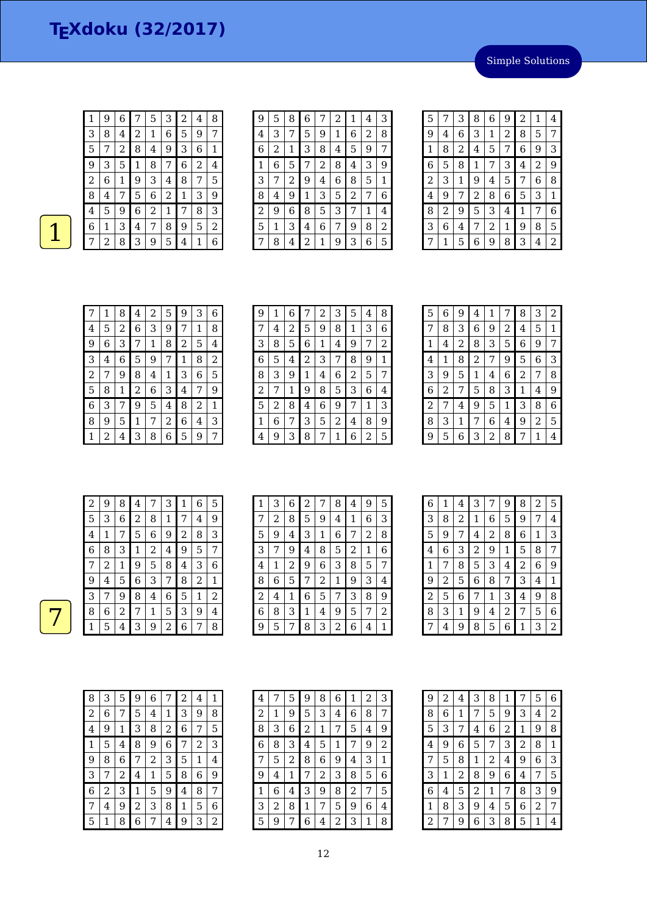# TEXdoku (32/2017)

Simple Solutions

1

| | | | | | | | | |
|---|---|---|---|---|---|---|---|---|
| 1 | 9 | 6 | 7 | 5 | 3 | 2 | 4 | 8 |
| 3 | 8 | 4 | 2 | 1 | 6 | 5 | 9 | 7 |
| 5 | 7 | 2 | 8 | 4 | 9 | 3 | 6 | 1 |
| 9 | 3 | 5 | 1 | 8 | 7 | 6 | 2 | 4 |
| 2 | 6 | 1 | 9 | 3 | 4 | 8 | 7 | 5 |
| 8 | 4 | 7 | 5 | 6 | 2 | 1 | 3 | 9 |
| 4 | 5 | 9 | 6 | 2 | 1 | 7 | 8 | 3 |
| 6 | 1 | 3 | 4 | 7 | 8 | 9 | 5 | 2 |
| 7 | 2 | 8 | 3 | 9 | 5 | 4 | 1 | 6 |

| | | | | | | | | |
|---|---|---|---|---|---|---|---|---|
| 9 | 5 | 8 | 6 | 7 | 2 | 1 | 4 | 3 |
| 4 | 3 | 7 | 5 | 9 | 1 | 6 | 2 | 8 |
| 6 | 2 | 1 | 3 | 8 | 4 | 5 | 9 | 7 |
| 1 | 6 | 5 | 7 | 2 | 8 | 4 | 3 | 9 |
| 3 | 7 | 2 | 9 | 4 | 6 | 8 | 5 | 1 |
| 8 | 4 | 9 | 1 | 3 | 5 | 2 | 7 | 6 |
| 2 | 9 | 6 | 8 | 5 | 3 | 7 | 1 | 4 |
| 5 | 1 | 3 | 4 | 6 | 7 | 9 | 8 | 2 |
| 7 | 8 | 4 | 2 | 1 | 9 | 3 | 6 | 5 |

| | | | | | | | | |
|---|---|---|---|---|---|---|---|---|
| 5 | 7 | 3 | 8 | 6 | 9 | 2 | 1 | 4 |
| 9 | 4 | 6 | 3 | 1 | 2 | 8 | 5 | 7 |
| 1 | 8 | 2 | 4 | 5 | 7 | 6 | 9 | 3 |
| 6 | 5 | 8 | 1 | 7 | 3 | 4 | 2 | 9 |
| 2 | 3 | 1 | 9 | 4 | 5 | 7 | 6 | 8 |
| 4 | 9 | 7 | 2 | 8 | 6 | 5 | 3 | 1 |
| 8 | 2 | 9 | 5 | 3 | 4 | 1 | 7 | 6 |
| 3 | 6 | 4 | 7 | 2 | 1 | 9 | 8 | 5 |
| 7 | 1 | 5 | 6 | 9 | 8 | 3 | 4 | 2 |

| | | | | | | | | |
|---|---|---|---|---|---|---|---|---|
| 7 | 1 | 8 | 4 | 2 | 5 | 9 | 3 | 6 |
| 4 | 5 | 2 | 6 | 3 | 9 | 7 | 1 | 8 |
| 9 | 6 | 3 | 7 | 1 | 8 | 2 | 5 | 4 |
| 3 | 4 | 6 | 5 | 9 | 7 | 1 | 8 | 2 |
| 2 | 7 | 9 | 8 | 4 | 1 | 3 | 6 | 5 |
| 5 | 8 | 1 | 2 | 6 | 3 | 4 | 7 | 9 |
| 6 | 3 | 7 | 9 | 5 | 4 | 8 | 2 | 1 |
| 8 | 9 | 5 | 1 | 7 | 2 | 6 | 4 | 3 |
| 1 | 2 | 4 | 3 | 8 | 6 | 5 | 9 | 7 |

| | | | | | | | | |
|---|---|---|---|---|---|---|---|---|
| 9 | 1 | 6 | 7 | 2 | 3 | 5 | 4 | 8 |
| 7 | 4 | 2 | 5 | 9 | 8 | 1 | 3 | 6 |
| 3 | 8 | 5 | 6 | 1 | 4 | 9 | 7 | 2 |
| 6 | 5 | 4 | 2 | 3 | 7 | 8 | 9 | 1 |
| 8 | 3 | 9 | 1 | 4 | 6 | 2 | 5 | 7 |
| 2 | 7 | 1 | 9 | 8 | 5 | 3 | 6 | 4 |
| 5 | 2 | 8 | 4 | 6 | 9 | 7 | 1 | 3 |
| 1 | 6 | 7 | 3 | 5 | 2 | 4 | 8 | 9 |
| 4 | 9 | 3 | 8 | 7 | 1 | 6 | 2 | 5 |

| | | | | | | | | |
|---|---|---|---|---|---|---|---|---|
| 5 | 6 | 9 | 4 | 1 | 7 | 8 | 3 | 2 |
| 7 | 8 | 3 | 6 | 9 | 2 | 4 | 5 | 1 |
| 1 | 4 | 2 | 8 | 3 | 5 | 6 | 9 | 7 |
| 4 | 1 | 8 | 2 | 7 | 9 | 5 | 6 | 3 |
| 3 | 9 | 5 | 1 | 4 | 6 | 2 | 7 | 8 |
| 6 | 2 | 7 | 5 | 8 | 3 | 1 | 4 | 9 |
| 2 | 7 | 4 | 9 | 5 | 1 | 3 | 8 | 6 |
| 8 | 3 | 1 | 7 | 6 | 4 | 9 | 2 | 5 |
| 9 | 5 | 6 | 3 | 2 | 8 | 7 | 1 | 4 |

7

| | | | | | | | | |
|---|---|---|---|---|---|---|---|---|
| 2 | 9 | 8 | 4 | 7 | 3 | 1 | 6 | 5 |
| 5 | 3 | 6 | 2 | 8 | 1 | 7 | 4 | 9 |
| 4 | 1 | 7 | 5 | 6 | 9 | 2 | 8 | 3 |
| 6 | 8 | 3 | 1 | 2 | 4 | 9 | 5 | 7 |
| 7 | 2 | 1 | 9 | 5 | 8 | 4 | 3 | 6 |
| 9 | 4 | 5 | 6 | 3 | 7 | 8 | 2 | 1 |
| 3 | 7 | 9 | 8 | 4 | 6 | 5 | 1 | 2 |
| 8 | 6 | 2 | 7 | 1 | 5 | 3 | 9 | 4 |
| 1 | 5 | 4 | 3 | 9 | 2 | 6 | 7 | 8 |

| | | | | | | | | |
|---|---|---|---|---|---|---|---|---|
| 1 | 3 | 6 | 2 | 7 | 8 | 4 | 9 | 5 |
| 7 | 2 | 8 | 5 | 9 | 4 | 1 | 6 | 3 |
| 5 | 9 | 4 | 3 | 1 | 6 | 7 | 2 | 8 |
| 3 | 7 | 9 | 4 | 8 | 5 | 2 | 1 | 6 |
| 4 | 1 | 2 | 9 | 6 | 3 | 8 | 5 | 7 |
| 8 | 6 | 5 | 7 | 2 | 1 | 9 | 3 | 4 |
| 2 | 4 | 1 | 6 | 5 | 7 | 3 | 8 | 9 |
| 6 | 8 | 3 | 1 | 4 | 9 | 5 | 7 | 2 |
| 9 | 5 | 7 | 8 | 3 | 2 | 6 | 4 | 1 |

| | | | | | | | | |
|---|---|---|---|---|---|---|---|---|
| 6 | 1 | 4 | 3 | 7 | 9 | 8 | 2 | 5 |
| 3 | 8 | 2 | 1 | 6 | 5 | 9 | 7 | 4 |
| 5 | 9 | 7 | 4 | 2 | 8 | 6 | 1 | 3 |
| 4 | 6 | 3 | 2 | 9 | 1 | 5 | 8 | 7 |
| 1 | 7 | 8 | 5 | 3 | 4 | 2 | 6 | 9 |
| 9 | 2 | 5 | 6 | 8 | 7 | 3 | 4 | 1 |
| 2 | 5 | 6 | 7 | 1 | 3 | 4 | 9 | 8 |
| 8 | 3 | 1 | 9 | 4 | 2 | 7 | 5 | 6 |
| 7 | 4 | 9 | 8 | 5 | 6 | 1 | 3 | 2 |

| | | | | | | | | |
|---|---|---|---|---|---|---|---|---|
| 8 | 3 | 5 | 9 | 6 | 7 | 2 | 4 | 1 |
| 2 | 6 | 7 | 5 | 4 | 1 | 3 | 9 | 8 |
| 4 | 9 | 1 | 3 | 8 | 2 | 6 | 7 | 5 |
| 1 | 5 | 4 | 8 | 9 | 6 | 7 | 2 | 3 |
| 9 | 8 | 6 | 7 | 2 | 3 | 5 | 1 | 4 |
| 3 | 7 | 2 | 4 | 1 | 5 | 8 | 6 | 9 |
| 6 | 2 | 3 | 1 | 5 | 9 | 4 | 8 | 7 |
| 7 | 4 | 9 | 2 | 3 | 8 | 1 | 5 | 6 |
| 5 | 1 | 8 | 6 | 7 | 4 | 9 | 3 | 2 |

| | | | | | | | | |
|---|---|---|---|---|---|---|---|---|
| 4 | 7 | 5 | 9 | 8 | 6 | 1 | 2 | 3 |
| 2 | 1 | 9 | 5 | 3 | 4 | 6 | 8 | 7 |
| 8 | 3 | 6 | 2 | 1 | 7 | 5 | 4 | 9 |
| 6 | 8 | 3 | 4 | 5 | 1 | 7 | 9 | 2 |
| 7 | 5 | 2 | 8 | 6 | 9 | 4 | 3 | 1 |
| 9 | 4 | 1 | 7 | 2 | 3 | 8 | 5 | 6 |
| 1 | 6 | 4 | 3 | 9 | 8 | 2 | 7 | 5 |
| 3 | 2 | 8 | 1 | 7 | 5 | 9 | 6 | 4 |
| 5 | 9 | 7 | 6 | 4 | 2 | 3 | 1 | 8 |

| | | | | | | | | |
|---|---|---|---|---|---|---|---|---|
| 9 | 2 | 4 | 3 | 8 | 1 | 7 | 5 | 6 |
| 8 | 6 | 1 | 7 | 5 | 9 | 3 | 4 | 2 |
| 5 | 3 | 7 | 4 | 6 | 2 | 1 | 9 | 8 |
| 4 | 9 | 6 | 5 | 7 | 3 | 2 | 8 | 1 |
| 7 | 5 | 8 | 1 | 2 | 4 | 9 | 6 | 3 |
| 3 | 1 | 2 | 8 | 9 | 6 | 4 | 7 | 5 |
| 6 | 4 | 5 | 2 | 1 | 7 | 8 | 3 | 9 |
| 1 | 8 | 3 | 9 | 4 | 5 | 6 | 2 | 7 |
| 2 | 7 | 9 | 6 | 3 | 8 | 5 | 1 | 4 |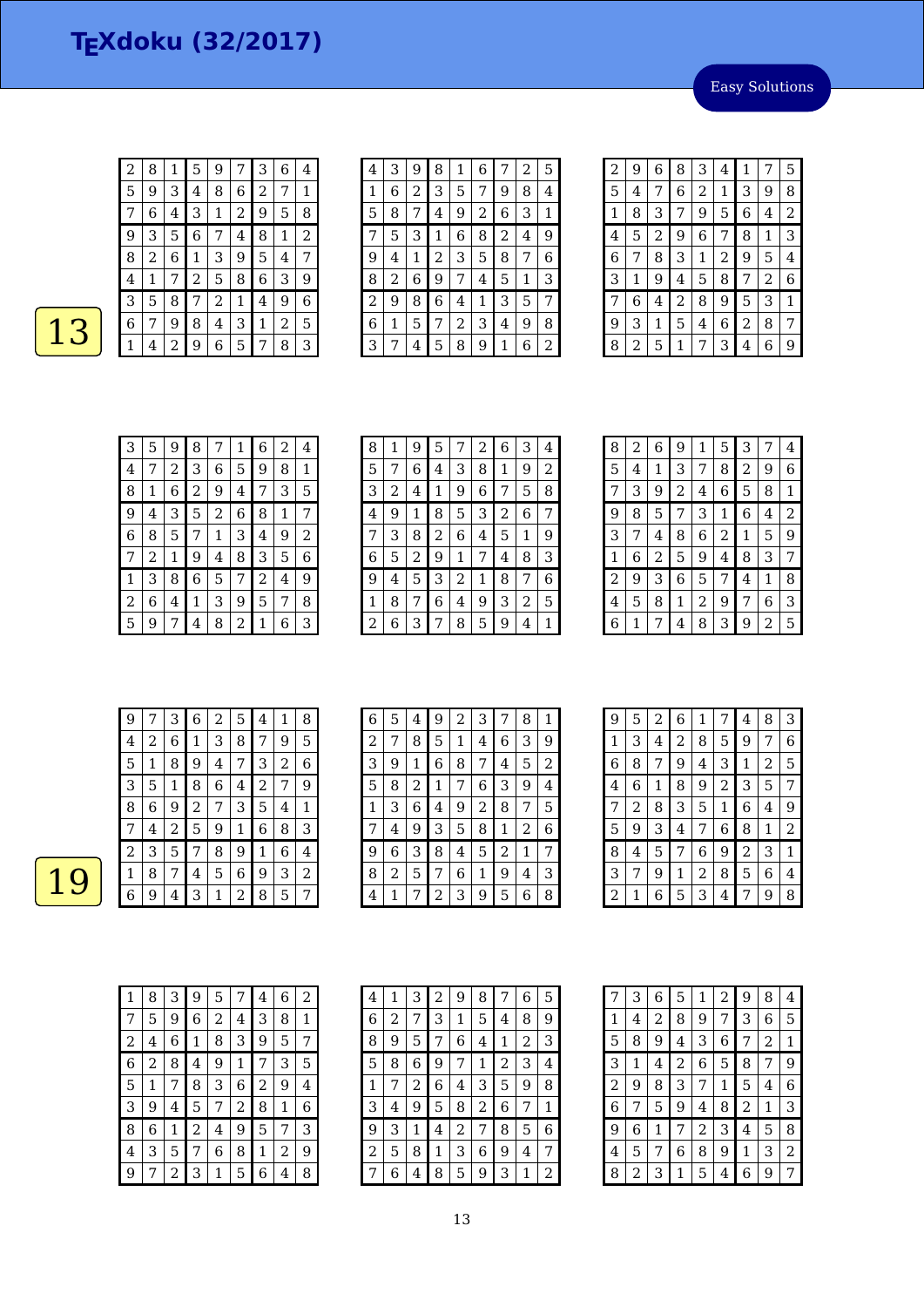# TEXdoku (32/2017)

Easy Solutions

13

| | | | | | | | | |
|---|---|---|---|---|---|---|---|---|
| 2 | 8 | 1 | 5 | 9 | 7 | 3 | 6 | 4 |
| 5 | 9 | 3 | 4 | 8 | 6 | 2 | 7 | 1 |
| 7 | 6 | 4 | 3 | 1 | 2 | 9 | 5 | 8 |
| 9 | 3 | 5 | 6 | 7 | 4 | 8 | 1 | 2 |
| 8 | 2 | 6 | 1 | 3 | 9 | 5 | 4 | 7 |
| 4 | 1 | 7 | 2 | 5 | 8 | 6 | 3 | 9 |
| 3 | 5 | 8 | 7 | 2 | 1 | 4 | 9 | 6 |
| 6 | 7 | 9 | 8 | 4 | 3 | 1 | 2 | 5 |
| 1 | 4 | 2 | 9 | 6 | 5 | 7 | 8 | 3 |

| | | | | | | | | |
|---|---|---|---|---|---|---|---|---|
| 4 | 3 | 9 | 8 | 1 | 6 | 7 | 2 | 5 |
| 1 | 6 | 2 | 3 | 5 | 7 | 9 | 8 | 4 |
| 5 | 8 | 7 | 4 | 9 | 2 | 6 | 3 | 1 |
| 7 | 5 | 3 | 1 | 6 | 8 | 2 | 4 | 9 |
| 9 | 4 | 1 | 2 | 3 | 5 | 8 | 7 | 6 |
| 8 | 2 | 6 | 9 | 7 | 4 | 5 | 1 | 3 |
| 2 | 9 | 8 | 6 | 4 | 1 | 3 | 5 | 7 |
| 6 | 1 | 5 | 7 | 2 | 3 | 4 | 9 | 8 |
| 3 | 7 | 4 | 5 | 8 | 9 | 1 | 6 | 2 |

| | | | | | | | | |
|---|---|---|---|---|---|---|---|---|
| 2 | 9 | 6 | 8 | 3 | 4 | 1 | 7 | 5 |
| 5 | 4 | 7 | 6 | 2 | 1 | 3 | 9 | 8 |
| 1 | 8 | 3 | 7 | 9 | 5 | 6 | 4 | 2 |
| 4 | 5 | 2 | 9 | 6 | 7 | 8 | 1 | 3 |
| 6 | 7 | 8 | 3 | 1 | 2 | 9 | 5 | 4 |
| 3 | 1 | 9 | 4 | 5 | 8 | 7 | 2 | 6 |
| 7 | 6 | 4 | 2 | 8 | 9 | 5 | 3 | 1 |
| 9 | 3 | 1 | 5 | 4 | 6 | 2 | 8 | 7 |
| 8 | 2 | 5 | 1 | 7 | 3 | 4 | 6 | 9 |

| | | | | | | | | |
|---|---|---|---|---|---|---|---|---|
| 3 | 5 | 9 | 8 | 7 | 1 | 6 | 2 | 4 |
| 4 | 7 | 2 | 3 | 6 | 5 | 9 | 8 | 1 |
| 8 | 1 | 6 | 2 | 9 | 4 | 7 | 3 | 5 |
| 9 | 4 | 3 | 5 | 2 | 6 | 8 | 1 | 7 |
| 6 | 8 | 5 | 7 | 1 | 3 | 4 | 9 | 2 |
| 7 | 2 | 1 | 9 | 4 | 8 | 3 | 5 | 6 |
| 1 | 3 | 8 | 6 | 5 | 7 | 2 | 4 | 9 |
| 2 | 6 | 4 | 1 | 3 | 9 | 5 | 7 | 8 |
| 5 | 9 | 7 | 4 | 8 | 2 | 1 | 6 | 3 |

| | | | | | | | | |
|---|---|---|---|---|---|---|---|---|
| 8 | 1 | 9 | 5 | 7 | 2 | 6 | 3 | 4 |
| 5 | 7 | 6 | 4 | 3 | 8 | 1 | 9 | 2 |
| 3 | 2 | 4 | 1 | 9 | 6 | 7 | 5 | 8 |
| 4 | 9 | 1 | 8 | 5 | 3 | 2 | 6 | 7 |
| 7 | 3 | 8 | 2 | 6 | 4 | 5 | 1 | 9 |
| 6 | 5 | 2 | 9 | 1 | 7 | 4 | 8 | 3 |
| 9 | 4 | 5 | 3 | 2 | 1 | 8 | 7 | 6 |
| 1 | 8 | 7 | 6 | 4 | 9 | 3 | 2 | 5 |
| 2 | 6 | 3 | 7 | 8 | 5 | 9 | 4 | 1 |

| | | | | | | | | |
|---|---|---|---|---|---|---|---|---|
| 8 | 2 | 6 | 9 | 1 | 5 | 3 | 7 | 4 |
| 5 | 4 | 1 | 3 | 7 | 8 | 2 | 9 | 6 |
| 7 | 3 | 9 | 2 | 4 | 6 | 5 | 8 | 1 |
| 9 | 8 | 5 | 7 | 3 | 1 | 6 | 4 | 2 |
| 3 | 7 | 4 | 8 | 6 | 2 | 1 | 5 | 9 |
| 1 | 6 | 2 | 5 | 9 | 4 | 8 | 3 | 7 |
| 2 | 9 | 3 | 6 | 5 | 7 | 4 | 1 | 8 |
| 4 | 5 | 8 | 1 | 2 | 9 | 7 | 6 | 3 |
| 6 | 1 | 7 | 4 | 8 | 3 | 9 | 2 | 5 |

19

| | | | | | | | | |
|---|---|---|---|---|---|---|---|---|
| 9 | 7 | 3 | 6 | 2 | 5 | 4 | 1 | 8 |
| 4 | 2 | 6 | 1 | 3 | 8 | 7 | 9 | 5 |
| 5 | 1 | 8 | 9 | 4 | 7 | 3 | 2 | 6 |
| 3 | 5 | 1 | 8 | 6 | 4 | 2 | 7 | 9 |
| 8 | 6 | 9 | 2 | 7 | 3 | 5 | 4 | 1 |
| 7 | 4 | 2 | 5 | 9 | 1 | 6 | 8 | 3 |
| 2 | 3 | 5 | 7 | 8 | 9 | 1 | 6 | 4 |
| 1 | 8 | 7 | 4 | 5 | 6 | 9 | 3 | 2 |
| 6 | 9 | 4 | 3 | 1 | 2 | 8 | 5 | 7 |

| | | | | | | | | |
|---|---|---|---|---|---|---|---|---|
| 6 | 5 | 4 | 9 | 2 | 3 | 7 | 8 | 1 |
| 2 | 7 | 8 | 5 | 1 | 4 | 6 | 3 | 9 |
| 3 | 9 | 1 | 6 | 8 | 7 | 4 | 5 | 2 |
| 5 | 8 | 2 | 1 | 7 | 6 | 3 | 9 | 4 |
| 1 | 3 | 6 | 4 | 9 | 2 | 8 | 7 | 5 |
| 7 | 4 | 9 | 3 | 5 | 8 | 1 | 2 | 6 |
| 9 | 6 | 3 | 8 | 4 | 5 | 2 | 1 | 7 |
| 8 | 2 | 5 | 7 | 6 | 1 | 9 | 4 | 3 |
| 4 | 1 | 7 | 2 | 3 | 9 | 5 | 6 | 8 |

| | | | | | | | | |
|---|---|---|---|---|---|---|---|---|
| 9 | 5 | 2 | 6 | 1 | 7 | 4 | 8 | 3 |
| 1 | 3 | 4 | 2 | 8 | 5 | 9 | 7 | 6 |
| 6 | 8 | 7 | 9 | 4 | 3 | 1 | 2 | 5 |
| 4 | 6 | 1 | 8 | 9 | 2 | 3 | 5 | 7 |
| 7 | 2 | 8 | 3 | 5 | 1 | 6 | 4 | 9 |
| 5 | 9 | 3 | 4 | 7 | 6 | 8 | 1 | 2 |
| 8 | 4 | 5 | 7 | 6 | 9 | 2 | 3 | 1 |
| 3 | 7 | 9 | 1 | 2 | 8 | 5 | 6 | 4 |
| 2 | 1 | 6 | 5 | 3 | 4 | 7 | 9 | 8 |

| | | | | | | | | |
|---|---|---|---|---|---|---|---|---|
| 1 | 8 | 3 | 9 | 5 | 7 | 4 | 6 | 2 |
| 7 | 5 | 9 | 6 | 2 | 4 | 3 | 8 | 1 |
| 2 | 4 | 6 | 1 | 8 | 3 | 9 | 5 | 7 |
| 6 | 2 | 8 | 4 | 9 | 1 | 7 | 3 | 5 |
| 5 | 1 | 7 | 8 | 3 | 6 | 2 | 9 | 4 |
| 3 | 9 | 4 | 5 | 7 | 2 | 8 | 1 | 6 |
| 8 | 6 | 1 | 2 | 4 | 9 | 5 | 7 | 3 |
| 4 | 3 | 5 | 7 | 6 | 8 | 1 | 2 | 9 |
| 9 | 7 | 2 | 3 | 1 | 5 | 6 | 4 | 8 |

| | | | | | | | | |
|---|---|---|---|---|---|---|---|---|
| 4 | 1 | 3 | 2 | 9 | 8 | 7 | 6 | 5 |
| 6 | 2 | 7 | 3 | 1 | 5 | 4 | 8 | 9 |
| 8 | 9 | 5 | 7 | 6 | 4 | 1 | 2 | 3 |
| 5 | 8 | 6 | 9 | 7 | 1 | 2 | 3 | 4 |
| 1 | 7 | 2 | 6 | 4 | 3 | 5 | 9 | 8 |
| 3 | 4 | 9 | 5 | 8 | 2 | 6 | 7 | 1 |
| 9 | 3 | 1 | 4 | 2 | 7 | 8 | 5 | 6 |
| 2 | 5 | 8 | 1 | 3 | 6 | 9 | 4 | 7 |
| 7 | 6 | 4 | 8 | 5 | 9 | 3 | 1 | 2 |

| | | | | | | | | |
|---|---|---|---|---|---|---|---|---|
| 7 | 3 | 6 | 5 | 1 | 2 | 9 | 8 | 4 |
| 1 | 4 | 2 | 8 | 9 | 7 | 3 | 6 | 5 |
| 5 | 8 | 9 | 4 | 3 | 6 | 7 | 2 | 1 |
| 3 | 1 | 4 | 2 | 6 | 5 | 8 | 7 | 9 |
| 2 | 9 | 8 | 3 | 7 | 1 | 5 | 4 | 6 |
| 6 | 7 | 5 | 9 | 4 | 8 | 2 | 1 | 3 |
| 9 | 6 | 1 | 7 | 2 | 3 | 4 | 5 | 8 |
| 4 | 5 | 7 | 6 | 8 | 9 | 1 | 3 | 2 |
| 8 | 2 | 3 | 1 | 5 | 4 | 6 | 9 | 7 |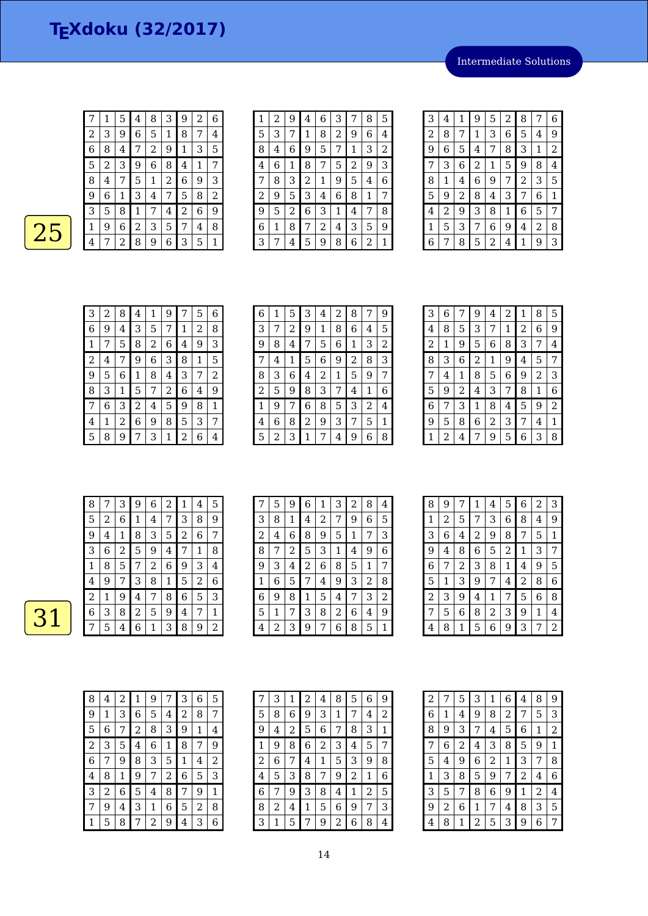# TEXdoku (32/2017)

Intermediate Solutions

## 25

| | | | | | | | | |
|---|---|---|---|---|---|---|---|---|
| 7 | 1 | 5 | 4 | 8 | 3 | 9 | 2 | 6 |
| 2 | 3 | 9 | 6 | 5 | 1 | 8 | 7 | 4 |
| 6 | 8 | 4 | 7 | 2 | 9 | 1 | 3 | 5 |
| 5 | 2 | 3 | 9 | 6 | 8 | 4 | 1 | 7 |
| 8 | 4 | 7 | 5 | 1 | 2 | 6 | 9 | 3 |
| 9 | 6 | 1 | 3 | 4 | 7 | 5 | 8 | 2 |
| 3 | 5 | 8 | 1 | 7 | 4 | 2 | 6 | 9 |
| 1 | 9 | 6 | 2 | 3 | 5 | 7 | 4 | 8 |
| 4 | 7 | 2 | 8 | 9 | 6 | 3 | 5 | 1 |

| | | | | | | | | |
|---|---|---|---|---|---|---|---|---|
| 1 | 2 | 9 | 4 | 6 | 3 | 7 | 8 | 5 |
| 5 | 3 | 7 | 1 | 8 | 2 | 9 | 6 | 4 |
| 8 | 4 | 6 | 9 | 5 | 7 | 1 | 3 | 2 |
| 4 | 6 | 1 | 8 | 7 | 5 | 2 | 9 | 3 |
| 7 | 8 | 3 | 2 | 1 | 9 | 5 | 4 | 6 |
| 2 | 9 | 5 | 3 | 4 | 6 | 8 | 1 | 7 |
| 9 | 5 | 2 | 6 | 3 | 1 | 4 | 7 | 8 |
| 6 | 1 | 8 | 7 | 2 | 4 | 3 | 5 | 9 |
| 3 | 7 | 4 | 5 | 9 | 8 | 6 | 2 | 1 |

| | | | | | | | | |
|---|---|---|---|---|---|---|---|---|
| 3 | 4 | 1 | 9 | 5 | 2 | 8 | 7 | 6 |
| 2 | 8 | 7 | 1 | 3 | 6 | 5 | 4 | 9 |
| 9 | 6 | 5 | 4 | 7 | 8 | 3 | 1 | 2 |
| 7 | 3 | 6 | 2 | 1 | 5 | 9 | 8 | 4 |
| 8 | 1 | 4 | 6 | 9 | 7 | 2 | 3 | 5 |
| 5 | 9 | 2 | 8 | 4 | 3 | 7 | 6 | 1 |
| 4 | 2 | 9 | 3 | 8 | 1 | 6 | 5 | 7 |
| 1 | 5 | 3 | 7 | 6 | 9 | 4 | 2 | 8 |
| 6 | 7 | 8 | 5 | 2 | 4 | 1 | 9 | 3 |

| | | | | | | | | |
|---|---|---|---|---|---|---|---|---|
| 3 | 2 | 8 | 4 | 1 | 9 | 7 | 5 | 6 |
| 6 | 9 | 4 | 3 | 5 | 7 | 1 | 2 | 8 |
| 1 | 7 | 5 | 8 | 2 | 6 | 4 | 9 | 3 |
| 2 | 4 | 7 | 9 | 6 | 3 | 8 | 1 | 5 |
| 9 | 5 | 6 | 1 | 8 | 4 | 3 | 7 | 2 |
| 8 | 3 | 1 | 5 | 7 | 2 | 6 | 4 | 9 |
| 7 | 6 | 3 | 2 | 4 | 5 | 9 | 8 | 1 |
| 4 | 1 | 2 | 6 | 9 | 8 | 5 | 3 | 7 |
| 5 | 8 | 9 | 7 | 3 | 1 | 2 | 6 | 4 |

| | | | | | | | | |
|---|---|---|---|---|---|---|---|---|
| 6 | 1 | 5 | 3 | 4 | 2 | 8 | 7 | 9 |
| 3 | 7 | 2 | 9 | 1 | 8 | 6 | 4 | 5 |
| 9 | 8 | 4 | 7 | 5 | 6 | 1 | 3 | 2 |
| 7 | 4 | 1 | 5 | 6 | 9 | 2 | 8 | 3 |
| 8 | 3 | 6 | 4 | 2 | 1 | 5 | 9 | 7 |
| 2 | 5 | 9 | 8 | 3 | 7 | 4 | 1 | 6 |
| 1 | 9 | 7 | 6 | 8 | 5 | 3 | 2 | 4 |
| 4 | 6 | 8 | 2 | 9 | 3 | 7 | 5 | 1 |
| 5 | 2 | 3 | 1 | 7 | 4 | 9 | 6 | 8 |

| | | | | | | | | |
|---|---|---|---|---|---|---|---|---|
| 3 | 6 | 7 | 9 | 4 | 2 | 1 | 8 | 5 |
| 4 | 8 | 5 | 3 | 7 | 1 | 2 | 6 | 9 |
| 2 | 1 | 9 | 5 | 6 | 8 | 3 | 7 | 4 |
| 8 | 3 | 6 | 2 | 1 | 9 | 4 | 5 | 7 |
| 7 | 4 | 1 | 8 | 5 | 6 | 9 | 2 | 3 |
| 5 | 9 | 2 | 4 | 3 | 7 | 8 | 1 | 6 |
| 6 | 7 | 3 | 1 | 8 | 4 | 5 | 9 | 2 |
| 9 | 5 | 8 | 6 | 2 | 3 | 7 | 4 | 1 |
| 1 | 2 | 4 | 7 | 9 | 5 | 6 | 3 | 8 |

## 31

| | | | | | | | | |
|---|---|---|---|---|---|---|---|---|
| 8 | 7 | 3 | 9 | 6 | 2 | 1 | 4 | 5 |
| 5 | 2 | 6 | 1 | 4 | 7 | 3 | 8 | 9 |
| 9 | 4 | 1 | 8 | 3 | 5 | 2 | 6 | 7 |
| 3 | 6 | 2 | 5 | 9 | 4 | 7 | 1 | 8 |
| 1 | 8 | 5 | 7 | 2 | 6 | 9 | 3 | 4 |
| 4 | 9 | 7 | 3 | 8 | 1 | 5 | 2 | 6 |
| 2 | 1 | 9 | 4 | 7 | 8 | 6 | 5 | 3 |
| 6 | 3 | 8 | 2 | 5 | 9 | 4 | 7 | 1 |
| 7 | 5 | 4 | 6 | 1 | 3 | 8 | 9 | 2 |

| | | | | | | | | |
|---|---|---|---|---|---|---|---|---|
| 7 | 5 | 9 | 6 | 1 | 3 | 2 | 8 | 4 |
| 3 | 8 | 1 | 4 | 2 | 7 | 9 | 6 | 5 |
| 2 | 4 | 6 | 8 | 9 | 5 | 1 | 7 | 3 |
| 8 | 7 | 2 | 5 | 3 | 1 | 4 | 9 | 6 |
| 9 | 3 | 4 | 2 | 6 | 8 | 5 | 1 | 7 |
| 1 | 6 | 5 | 7 | 4 | 9 | 3 | 2 | 8 |
| 6 | 9 | 8 | 1 | 5 | 4 | 7 | 3 | 2 |
| 5 | 1 | 7 | 3 | 8 | 2 | 6 | 4 | 9 |
| 4 | 2 | 3 | 9 | 7 | 6 | 8 | 5 | 1 |

| | | | | | | | | |
|---|---|---|---|---|---|---|---|---|
| 8 | 9 | 7 | 1 | 4 | 5 | 6 | 2 | 3 |
| 1 | 2 | 5 | 7 | 3 | 6 | 8 | 4 | 9 |
| 3 | 6 | 4 | 2 | 9 | 8 | 7 | 5 | 1 |
| 9 | 4 | 8 | 6 | 5 | 2 | 1 | 3 | 7 |
| 6 | 7 | 2 | 3 | 8 | 1 | 4 | 9 | 5 |
| 5 | 1 | 3 | 9 | 7 | 4 | 2 | 8 | 6 |
| 2 | 3 | 9 | 4 | 1 | 7 | 5 | 6 | 8 |
| 7 | 5 | 6 | 8 | 2 | 3 | 9 | 1 | 4 |
| 4 | 8 | 1 | 5 | 6 | 9 | 3 | 7 | 2 |

| | | | | | | | | |
|---|---|---|---|---|---|---|---|---|
| 8 | 4 | 2 | 1 | 9 | 7 | 3 | 6 | 5 |
| 9 | 1 | 3 | 6 | 5 | 4 | 2 | 8 | 7 |
| 5 | 6 | 7 | 2 | 8 | 3 | 9 | 1 | 4 |
| 2 | 3 | 5 | 4 | 6 | 1 | 8 | 7 | 9 |
| 6 | 7 | 9 | 8 | 3 | 5 | 1 | 4 | 2 |
| 4 | 8 | 1 | 9 | 7 | 2 | 6 | 5 | 3 |
| 3 | 2 | 6 | 5 | 4 | 8 | 7 | 9 | 1 |
| 7 | 9 | 4 | 3 | 1 | 6 | 5 | 2 | 8 |
| 1 | 5 | 8 | 7 | 2 | 9 | 4 | 3 | 6 |

| | | | | | | | | |
|---|---|---|---|---|---|---|---|---|
| 7 | 3 | 1 | 2 | 4 | 8 | 5 | 6 | 9 |
| 5 | 8 | 6 | 9 | 3 | 1 | 7 | 4 | 2 |
| 9 | 4 | 2 | 5 | 6 | 7 | 8 | 3 | 1 |
| 1 | 9 | 8 | 6 | 2 | 3 | 4 | 5 | 7 |
| 2 | 6 | 7 | 4 | 1 | 5 | 3 | 9 | 8 |
| 4 | 5 | 3 | 8 | 7 | 9 | 2 | 1 | 6 |
| 6 | 7 | 9 | 3 | 8 | 4 | 1 | 2 | 5 |
| 8 | 2 | 4 | 1 | 5 | 6 | 9 | 7 | 3 |
| 3 | 1 | 5 | 7 | 9 | 2 | 6 | 8 | 4 |

| | | | | | | | | |
|---|---|---|---|---|---|---|---|---|
| 2 | 7 | 5 | 3 | 1 | 6 | 4 | 8 | 9 |
| 6 | 1 | 4 | 9 | 8 | 2 | 7 | 5 | 3 |
| 8 | 9 | 3 | 7 | 4 | 5 | 6 | 1 | 2 |
| 7 | 6 | 2 | 4 | 3 | 8 | 5 | 9 | 1 |
| 5 | 4 | 9 | 6 | 2 | 1 | 3 | 7 | 8 |
| 1 | 3 | 8 | 5 | 9 | 7 | 2 | 4 | 6 |
| 3 | 5 | 7 | 8 | 6 | 9 | 1 | 2 | 4 |
| 9 | 2 | 6 | 1 | 7 | 4 | 8 | 3 | 5 |
| 4 | 8 | 1 | 2 | 5 | 3 | 9 | 6 | 7 |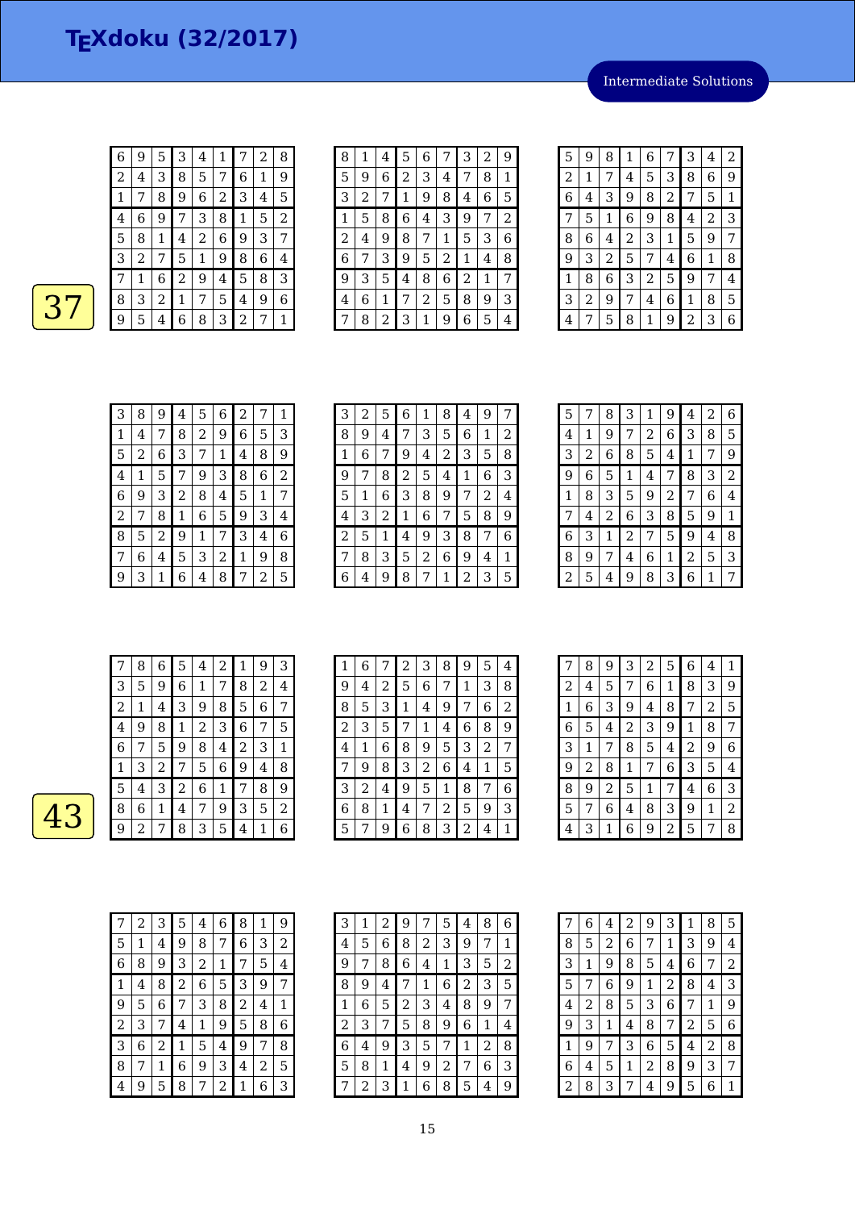# TEXdoku (32/2017)

Intermediate Solutions

37

| | | | | | | | | |
|---|---|---|---|---|---|---|---|---|
| 6 | 9 | 5 | 3 | 4 | 1 | 7 | 2 | 8 |
| 2 | 4 | 3 | 8 | 5 | 7 | 6 | 1 | 9 |
| 1 | 7 | 8 | 9 | 6 | 2 | 3 | 4 | 5 |
| 4 | 6 | 9 | 7 | 3 | 8 | 1 | 5 | 2 |
| 5 | 8 | 1 | 4 | 2 | 6 | 9 | 3 | 7 |
| 3 | 2 | 7 | 5 | 1 | 9 | 8 | 6 | 4 |
| 7 | 1 | 6 | 2 | 9 | 4 | 5 | 8 | 3 |
| 8 | 3 | 2 | 1 | 7 | 5 | 4 | 9 | 6 |
| 9 | 5 | 4 | 6 | 8 | 3 | 2 | 7 | 1 |

| | | | | | | | | |
|---|---|---|---|---|---|---|---|---|
| 8 | 1 | 4 | 5 | 6 | 7 | 3 | 2 | 9 |
| 5 | 9 | 6 | 2 | 3 | 4 | 7 | 8 | 1 |
| 3 | 2 | 7 | 1 | 9 | 8 | 4 | 6 | 5 |
| 1 | 5 | 8 | 6 | 4 | 3 | 9 | 7 | 2 |
| 2 | 4 | 9 | 8 | 7 | 1 | 5 | 3 | 6 |
| 6 | 7 | 3 | 9 | 5 | 2 | 1 | 4 | 8 |
| 9 | 3 | 5 | 4 | 8 | 6 | 2 | 1 | 7 |
| 4 | 6 | 1 | 7 | 2 | 5 | 8 | 9 | 3 |
| 7 | 8 | 2 | 3 | 1 | 9 | 6 | 5 | 4 |

| | | | | | | | | |
|---|---|---|---|---|---|---|---|---|
| 5 | 9 | 8 | 1 | 6 | 7 | 3 | 4 | 2 |
| 2 | 1 | 7 | 4 | 5 | 3 | 8 | 6 | 9 |
| 6 | 4 | 3 | 9 | 8 | 2 | 7 | 5 | 1 |
| 7 | 5 | 1 | 6 | 9 | 8 | 4 | 2 | 3 |
| 8 | 6 | 4 | 2 | 3 | 1 | 5 | 9 | 7 |
| 9 | 3 | 2 | 5 | 7 | 4 | 6 | 1 | 8 |
| 1 | 8 | 6 | 3 | 2 | 5 | 9 | 7 | 4 |
| 3 | 2 | 9 | 7 | 4 | 6 | 1 | 8 | 5 |
| 4 | 7 | 5 | 8 | 1 | 9 | 2 | 3 | 6 |

| | | | | | | | | |
|---|---|---|---|---|---|---|---|---|
| 3 | 8 | 9 | 4 | 5 | 6 | 2 | 7 | 1 |
| 1 | 4 | 7 | 8 | 2 | 9 | 6 | 5 | 3 |
| 5 | 2 | 6 | 3 | 7 | 1 | 4 | 8 | 9 |
| 4 | 1 | 5 | 7 | 9 | 3 | 8 | 6 | 2 |
| 6 | 9 | 3 | 2 | 8 | 4 | 5 | 1 | 7 |
| 2 | 7 | 8 | 1 | 6 | 5 | 9 | 3 | 4 |
| 8 | 5 | 2 | 9 | 1 | 7 | 3 | 4 | 6 |
| 7 | 6 | 4 | 5 | 3 | 2 | 1 | 9 | 8 |
| 9 | 3 | 1 | 6 | 4 | 8 | 7 | 2 | 5 |

| | | | | | | | | |
|---|---|---|---|---|---|---|---|---|
| 3 | 2 | 5 | 6 | 1 | 8 | 4 | 9 | 7 |
| 8 | 9 | 4 | 7 | 3 | 5 | 6 | 1 | 2 |
| 1 | 6 | 7 | 9 | 4 | 2 | 3 | 5 | 8 |
| 9 | 7 | 8 | 2 | 5 | 4 | 1 | 6 | 3 |
| 5 | 1 | 6 | 3 | 8 | 9 | 7 | 2 | 4 |
| 4 | 3 | 2 | 1 | 6 | 7 | 5 | 8 | 9 |
| 2 | 5 | 1 | 4 | 9 | 3 | 8 | 7 | 6 |
| 7 | 8 | 3 | 5 | 2 | 6 | 9 | 4 | 1 |
| 6 | 4 | 9 | 8 | 7 | 1 | 2 | 3 | 5 |

| | | | | | | | | |
|---|---|---|---|---|---|---|---|---|
| 5 | 7 | 8 | 3 | 1 | 9 | 4 | 2 | 6 |
| 4 | 1 | 9 | 7 | 2 | 6 | 3 | 8 | 5 |
| 3 | 2 | 6 | 8 | 5 | 4 | 1 | 7 | 9 |
| 9 | 6 | 5 | 1 | 4 | 7 | 8 | 3 | 2 |
| 1 | 8 | 3 | 5 | 9 | 2 | 7 | 6 | 4 |
| 7 | 4 | 2 | 6 | 3 | 8 | 5 | 9 | 1 |
| 6 | 3 | 1 | 2 | 7 | 5 | 9 | 4 | 8 |
| 8 | 9 | 7 | 4 | 6 | 1 | 2 | 5 | 3 |
| 2 | 5 | 4 | 9 | 8 | 3 | 6 | 1 | 7 |

43

| | | | | | | | | |
|---|---|---|---|---|---|---|---|---|
| 7 | 8 | 6 | 5 | 4 | 2 | 1 | 9 | 3 |
| 3 | 5 | 9 | 6 | 1 | 7 | 8 | 2 | 4 |
| 2 | 1 | 4 | 3 | 9 | 8 | 5 | 6 | 7 |
| 4 | 9 | 8 | 1 | 2 | 3 | 6 | 7 | 5 |
| 6 | 7 | 5 | 9 | 8 | 4 | 2 | 3 | 1 |
| 1 | 3 | 2 | 7 | 5 | 6 | 9 | 4 | 8 |
| 5 | 4 | 3 | 2 | 6 | 1 | 7 | 8 | 9 |
| 8 | 6 | 1 | 4 | 7 | 9 | 3 | 5 | 2 |
| 9 | 2 | 7 | 8 | 3 | 5 | 4 | 1 | 6 |

| | | | | | | | | |
|---|---|---|---|---|---|---|---|---|
| 1 | 6 | 7 | 2 | 3 | 8 | 9 | 5 | 4 |
| 9 | 4 | 2 | 5 | 6 | 7 | 1 | 3 | 8 |
| 8 | 5 | 3 | 1 | 4 | 9 | 7 | 6 | 2 |
| 2 | 3 | 5 | 7 | 1 | 4 | 6 | 8 | 9 |
| 4 | 1 | 6 | 8 | 9 | 5 | 3 | 2 | 7 |
| 7 | 9 | 8 | 3 | 2 | 6 | 4 | 1 | 5 |
| 3 | 2 | 4 | 9 | 5 | 1 | 8 | 7 | 6 |
| 6 | 8 | 1 | 4 | 7 | 2 | 5 | 9 | 3 |
| 5 | 7 | 9 | 6 | 8 | 3 | 2 | 4 | 1 |

| | | | | | | | | |
|---|---|---|---|---|---|---|---|---|
| 7 | 8 | 9 | 3 | 2 | 5 | 6 | 4 | 1 |
| 2 | 4 | 5 | 7 | 6 | 1 | 8 | 3 | 9 |
| 1 | 6 | 3 | 9 | 4 | 8 | 7 | 2 | 5 |
| 6 | 5 | 4 | 2 | 3 | 9 | 1 | 8 | 7 |
| 3 | 1 | 7 | 8 | 5 | 4 | 2 | 9 | 6 |
| 9 | 2 | 8 | 1 | 7 | 6 | 3 | 5 | 4 |
| 8 | 9 | 2 | 5 | 1 | 7 | 4 | 6 | 3 |
| 5 | 7 | 6 | 4 | 8 | 3 | 9 | 1 | 2 |
| 4 | 3 | 1 | 6 | 9 | 2 | 5 | 7 | 8 |

| | | | | | | | | |
|---|---|---|---|---|---|---|---|---|
| 7 | 2 | 3 | 5 | 4 | 6 | 8 | 1 | 9 |
| 5 | 1 | 4 | 9 | 8 | 7 | 6 | 3 | 2 |
| 6 | 8 | 9 | 3 | 2 | 1 | 7 | 5 | 4 |
| 1 | 4 | 8 | 2 | 6 | 5 | 3 | 9 | 7 |
| 9 | 5 | 6 | 7 | 3 | 8 | 2 | 4 | 1 |
| 2 | 3 | 7 | 4 | 1 | 9 | 5 | 8 | 6 |
| 3 | 6 | 2 | 1 | 5 | 4 | 9 | 7 | 8 |
| 8 | 7 | 1 | 6 | 9 | 3 | 4 | 2 | 5 |
| 4 | 9 | 5 | 8 | 7 | 2 | 1 | 6 | 3 |

| | | | | | | | | |
|---|---|---|---|---|---|---|---|---|
| 3 | 1 | 2 | 9 | 7 | 5 | 4 | 8 | 6 |
| 4 | 5 | 6 | 8 | 2 | 3 | 9 | 7 | 1 |
| 9 | 7 | 8 | 6 | 4 | 1 | 3 | 5 | 2 |
| 8 | 9 | 4 | 7 | 1 | 6 | 2 | 3 | 5 |
| 1 | 6 | 5 | 2 | 3 | 4 | 8 | 9 | 7 |
| 2 | 3 | 7 | 5 | 8 | 9 | 6 | 1 | 4 |
| 6 | 4 | 9 | 3 | 5 | 7 | 1 | 2 | 8 |
| 5 | 8 | 1 | 4 | 9 | 2 | 7 | 6 | 3 |
| 7 | 2 | 3 | 1 | 6 | 8 | 5 | 4 | 9 |

| | | | | | | | | |
|---|---|---|---|---|---|---|---|---|
| 7 | 6 | 4 | 2 | 9 | 3 | 1 | 8 | 5 |
| 8 | 5 | 2 | 6 | 7 | 1 | 3 | 9 | 4 |
| 3 | 1 | 9 | 8 | 5 | 4 | 6 | 7 | 2 |
| 5 | 7 | 6 | 9 | 1 | 2 | 8 | 4 | 3 |
| 4 | 2 | 8 | 5 | 3 | 6 | 7 | 1 | 9 |
| 9 | 3 | 1 | 4 | 8 | 7 | 2 | 5 | 6 |
| 1 | 9 | 7 | 3 | 6 | 5 | 4 | 2 | 8 |
| 6 | 4 | 5 | 1 | 2 | 8 | 9 | 3 | 7 |
| 2 | 8 | 3 | 7 | 4 | 9 | 5 | 6 | 1 |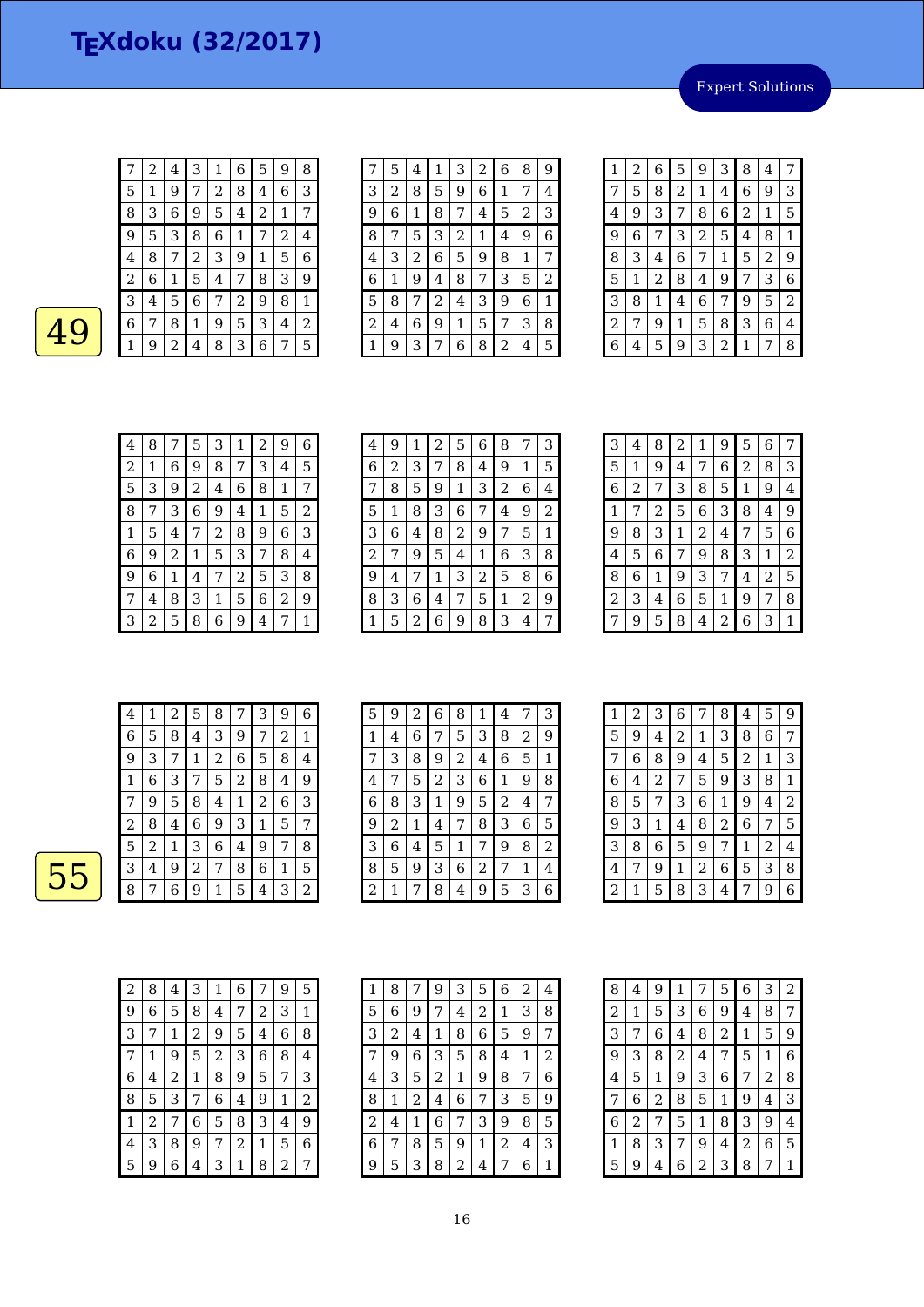# TEXdoku (32/2017)

Expert Solutions

**49**

| | | | | | | | | |
|---|---|---|---|---|---|---|---|---|
| 7 | 2 | 4 | 3 | 1 | 6 | 5 | 9 | 8 |
| 5 | 1 | 9 | 7 | 2 | 8 | 4 | 6 | 3 |
| 8 | 3 | 6 | 9 | 5 | 4 | 2 | 1 | 7 |
| 9 | 5 | 3 | 8 | 6 | 1 | 7 | 2 | 4 |
| 4 | 8 | 7 | 2 | 3 | 9 | 1 | 5 | 6 |
| 2 | 6 | 1 | 5 | 4 | 7 | 8 | 3 | 9 |
| 3 | 4 | 5 | 6 | 7 | 2 | 9 | 8 | 1 |
| 6 | 7 | 8 | 1 | 9 | 5 | 3 | 4 | 2 |
| 1 | 9 | 2 | 4 | 8 | 3 | 6 | 7 | 5 |

| | | | | | | | | |
|---|---|---|---|---|---|---|---|---|
| 7 | 5 | 4 | 1 | 3 | 2 | 6 | 8 | 9 |
| 3 | 2 | 8 | 5 | 9 | 6 | 1 | 7 | 4 |
| 9 | 6 | 1 | 8 | 7 | 4 | 5 | 2 | 3 |
| 8 | 7 | 5 | 3 | 2 | 1 | 4 | 9 | 6 |
| 4 | 3 | 2 | 6 | 5 | 9 | 8 | 1 | 7 |
| 6 | 1 | 9 | 4 | 8 | 7 | 3 | 5 | 2 |
| 5 | 8 | 7 | 2 | 4 | 3 | 9 | 6 | 1 |
| 2 | 4 | 6 | 9 | 1 | 5 | 7 | 3 | 8 |
| 1 | 9 | 3 | 7 | 6 | 8 | 2 | 4 | 5 |

| | | | | | | | | |
|---|---|---|---|---|---|---|---|---|
| 1 | 2 | 6 | 5 | 9 | 3 | 8 | 4 | 7 |
| 7 | 5 | 8 | 2 | 1 | 4 | 6 | 9 | 3 |
| 4 | 9 | 3 | 7 | 8 | 6 | 2 | 1 | 5 |
| 9 | 6 | 7 | 3 | 2 | 5 | 4 | 8 | 1 |
| 8 | 3 | 4 | 6 | 7 | 1 | 5 | 2 | 9 |
| 5 | 1 | 2 | 8 | 4 | 9 | 7 | 3 | 6 |
| 3 | 8 | 1 | 4 | 6 | 7 | 9 | 5 | 2 |
| 2 | 7 | 9 | 1 | 5 | 8 | 3 | 6 | 4 |
| 6 | 4 | 5 | 9 | 3 | 2 | 1 | 7 | 8 |

| | | | | | | | | |
|---|---|---|---|---|---|---|---|---|
| 4 | 8 | 7 | 5 | 3 | 1 | 2 | 9 | 6 |
| 2 | 1 | 6 | 9 | 8 | 7 | 3 | 4 | 5 |
| 5 | 3 | 9 | 2 | 4 | 6 | 8 | 1 | 7 |
| 8 | 7 | 3 | 6 | 9 | 4 | 1 | 5 | 2 |
| 1 | 5 | 4 | 7 | 2 | 8 | 9 | 6 | 3 |
| 6 | 9 | 2 | 1 | 5 | 3 | 7 | 8 | 4 |
| 9 | 6 | 1 | 4 | 7 | 2 | 5 | 3 | 8 |
| 7 | 4 | 8 | 3 | 1 | 5 | 6 | 2 | 9 |
| 3 | 2 | 5 | 8 | 6 | 9 | 4 | 7 | 1 |

| | | | | | | | | |
|---|---|---|---|---|---|---|---|---|
| 4 | 9 | 1 | 2 | 5 | 6 | 8 | 7 | 3 |
| 6 | 2 | 3 | 7 | 8 | 4 | 9 | 1 | 5 |
| 7 | 8 | 5 | 9 | 1 | 3 | 2 | 6 | 4 |
| 5 | 1 | 8 | 3 | 6 | 7 | 4 | 9 | 2 |
| 3 | 6 | 4 | 8 | 2 | 9 | 7 | 5 | 1 |
| 2 | 7 | 9 | 5 | 4 | 1 | 6 | 3 | 8 |
| 9 | 4 | 7 | 1 | 3 | 2 | 5 | 8 | 6 |
| 8 | 3 | 6 | 4 | 7 | 5 | 1 | 2 | 9 |
| 1 | 5 | 2 | 6 | 9 | 8 | 3 | 4 | 7 |

| | | | | | | | | |
|---|---|---|---|---|---|---|---|---|
| 3 | 4 | 8 | 2 | 1 | 9 | 5 | 6 | 7 |
| 5 | 1 | 9 | 4 | 7 | 6 | 2 | 8 | 3 |
| 6 | 2 | 7 | 3 | 8 | 5 | 1 | 9 | 4 |
| 1 | 7 | 2 | 5 | 6 | 3 | 8 | 4 | 9 |
| 9 | 8 | 3 | 1 | 2 | 4 | 7 | 5 | 6 |
| 4 | 5 | 6 | 7 | 9 | 8 | 3 | 1 | 2 |
| 8 | 6 | 1 | 9 | 3 | 7 | 4 | 2 | 5 |
| 2 | 3 | 4 | 6 | 5 | 1 | 9 | 7 | 8 |
| 7 | 9 | 5 | 8 | 4 | 2 | 6 | 3 | 1 |

**55**

| | | | | | | | | |
|---|---|---|---|---|---|---|---|---|
| 4 | 1 | 2 | 5 | 8 | 7 | 3 | 9 | 6 |
| 6 | 5 | 8 | 4 | 3 | 9 | 7 | 2 | 1 |
| 9 | 3 | 7 | 1 | 2 | 6 | 5 | 8 | 4 |
| 1 | 6 | 3 | 7 | 5 | 2 | 8 | 4 | 9 |
| 7 | 9 | 5 | 8 | 4 | 1 | 2 | 6 | 3 |
| 2 | 8 | 4 | 6 | 9 | 3 | 1 | 5 | 7 |
| 5 | 2 | 1 | 3 | 6 | 4 | 9 | 7 | 8 |
| 3 | 4 | 9 | 2 | 7 | 8 | 6 | 1 | 5 |
| 8 | 7 | 6 | 9 | 1 | 5 | 4 | 3 | 2 |

| | | | | | | | | |
|---|---|---|---|---|---|---|---|---|
| 5 | 9 | 2 | 6 | 8 | 1 | 4 | 7 | 3 |
| 1 | 4 | 6 | 7 | 5 | 3 | 8 | 2 | 9 |
| 7 | 3 | 8 | 9 | 2 | 4 | 6 | 5 | 1 |
| 4 | 7 | 5 | 2 | 3 | 6 | 1 | 9 | 8 |
| 6 | 8 | 3 | 1 | 9 | 5 | 2 | 4 | 7 |
| 9 | 2 | 1 | 4 | 7 | 8 | 3 | 6 | 5 |
| 3 | 6 | 4 | 5 | 1 | 7 | 9 | 8 | 2 |
| 8 | 5 | 9 | 3 | 6 | 2 | 7 | 1 | 4 |
| 2 | 1 | 7 | 8 | 4 | 9 | 5 | 3 | 6 |

| | | | | | | | | |
|---|---|---|---|---|---|---|---|---|
| 1 | 2 | 3 | 6 | 7 | 8 | 4 | 5 | 9 |
| 5 | 9 | 4 | 2 | 1 | 3 | 8 | 6 | 7 |
| 7 | 6 | 8 | 9 | 4 | 5 | 2 | 1 | 3 |
| 6 | 4 | 2 | 7 | 5 | 9 | 3 | 8 | 1 |
| 8 | 5 | 7 | 3 | 6 | 1 | 9 | 4 | 2 |
| 9 | 3 | 1 | 4 | 8 | 2 | 6 | 7 | 5 |
| 3 | 8 | 6 | 5 | 9 | 7 | 1 | 2 | 4 |
| 4 | 7 | 9 | 1 | 2 | 6 | 5 | 3 | 8 |
| 2 | 1 | 5 | 8 | 3 | 4 | 7 | 9 | 6 |

| | | | | | | | | |
|---|---|---|---|---|---|---|---|---|
| 2 | 8 | 4 | 3 | 1 | 6 | 7 | 9 | 5 |
| 9 | 6 | 5 | 8 | 4 | 7 | 2 | 3 | 1 |
| 3 | 7 | 1 | 2 | 9 | 5 | 4 | 6 | 8 |
| 7 | 1 | 9 | 5 | 2 | 3 | 6 | 8 | 4 |
| 6 | 4 | 2 | 1 | 8 | 9 | 5 | 7 | 3 |
| 8 | 5 | 3 | 7 | 6 | 4 | 9 | 1 | 2 |
| 1 | 2 | 7 | 6 | 5 | 8 | 3 | 4 | 9 |
| 4 | 3 | 8 | 9 | 7 | 2 | 1 | 5 | 6 |
| 5 | 9 | 6 | 4 | 3 | 1 | 8 | 2 | 7 |

| | | | | | | | | |
|---|---|---|---|---|---|---|---|---|
| 1 | 8 | 7 | 9 | 3 | 5 | 6 | 2 | 4 |
| 5 | 6 | 9 | 7 | 4 | 2 | 1 | 3 | 8 |
| 3 | 2 | 4 | 1 | 8 | 6 | 5 | 9 | 7 |
| 7 | 9 | 6 | 3 | 5 | 8 | 4 | 1 | 2 |
| 4 | 3 | 5 | 2 | 1 | 9 | 8 | 7 | 6 |
| 8 | 1 | 2 | 4 | 6 | 7 | 3 | 5 | 9 |
| 2 | 4 | 1 | 6 | 7 | 3 | 9 | 8 | 5 |
| 6 | 7 | 8 | 5 | 9 | 1 | 2 | 4 | 3 |
| 9 | 5 | 3 | 8 | 2 | 4 | 7 | 6 | 1 |

| | | | | | | | | |
|---|---|---|---|---|---|---|---|---|
| 8 | 4 | 9 | 1 | 7 | 5 | 6 | 3 | 2 |
| 2 | 1 | 5 | 3 | 6 | 9 | 4 | 8 | 7 |
| 3 | 7 | 6 | 4 | 8 | 2 | 1 | 5 | 9 |
| 9 | 3 | 8 | 2 | 4 | 7 | 5 | 1 | 6 |
| 4 | 5 | 1 | 9 | 3 | 6 | 7 | 2 | 8 |
| 7 | 6 | 2 | 8 | 5 | 1 | 9 | 4 | 3 |
| 6 | 2 | 7 | 5 | 1 | 8 | 3 | 9 | 4 |
| 1 | 8 | 3 | 7 | 9 | 4 | 2 | 6 | 5 |
| 5 | 9 | 4 | 6 | 2 | 3 | 8 | 7 | 1 |